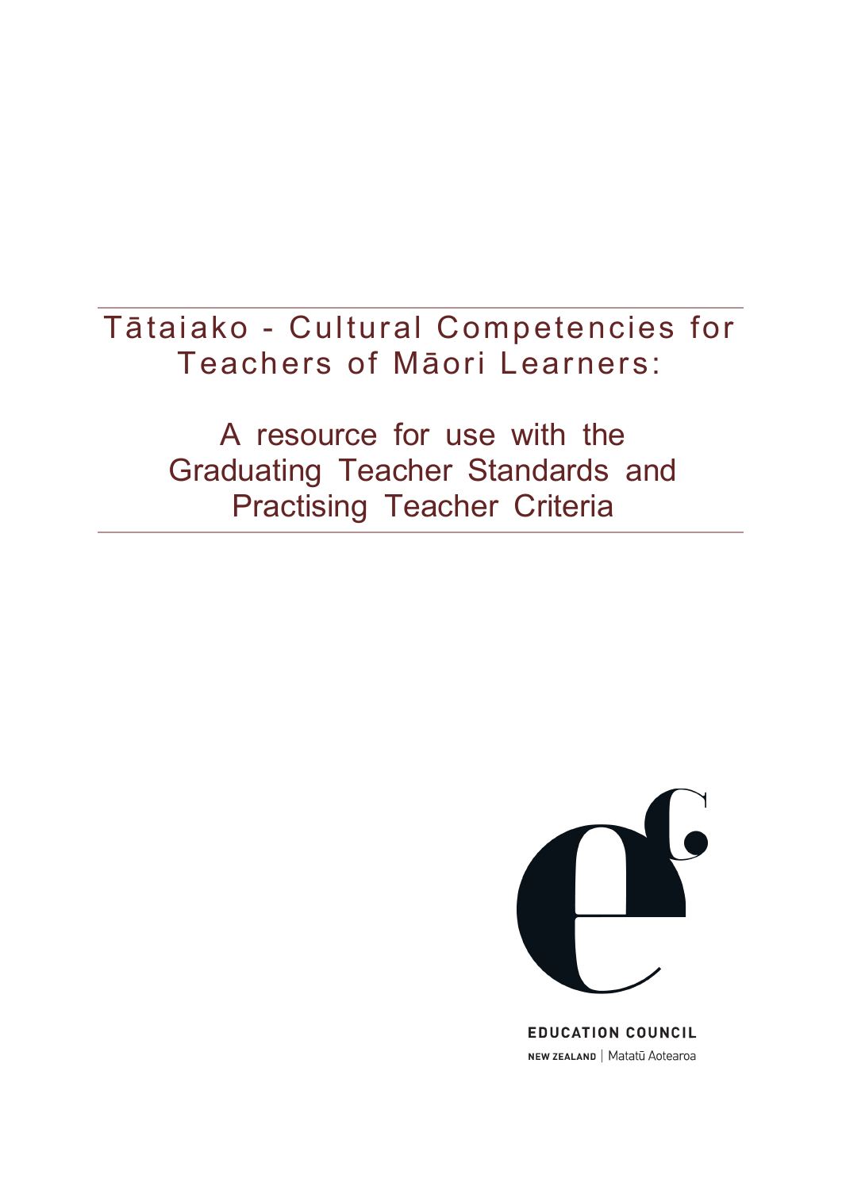# Tātaiako - Cultural Competencies for Teachers of Māori Learners:

## A resource for use with the Graduating Teacher Standards and Practising Teacher Criteria

EDUCATION COUNCIL

NEW ZEALAND | Matatū Aotearoa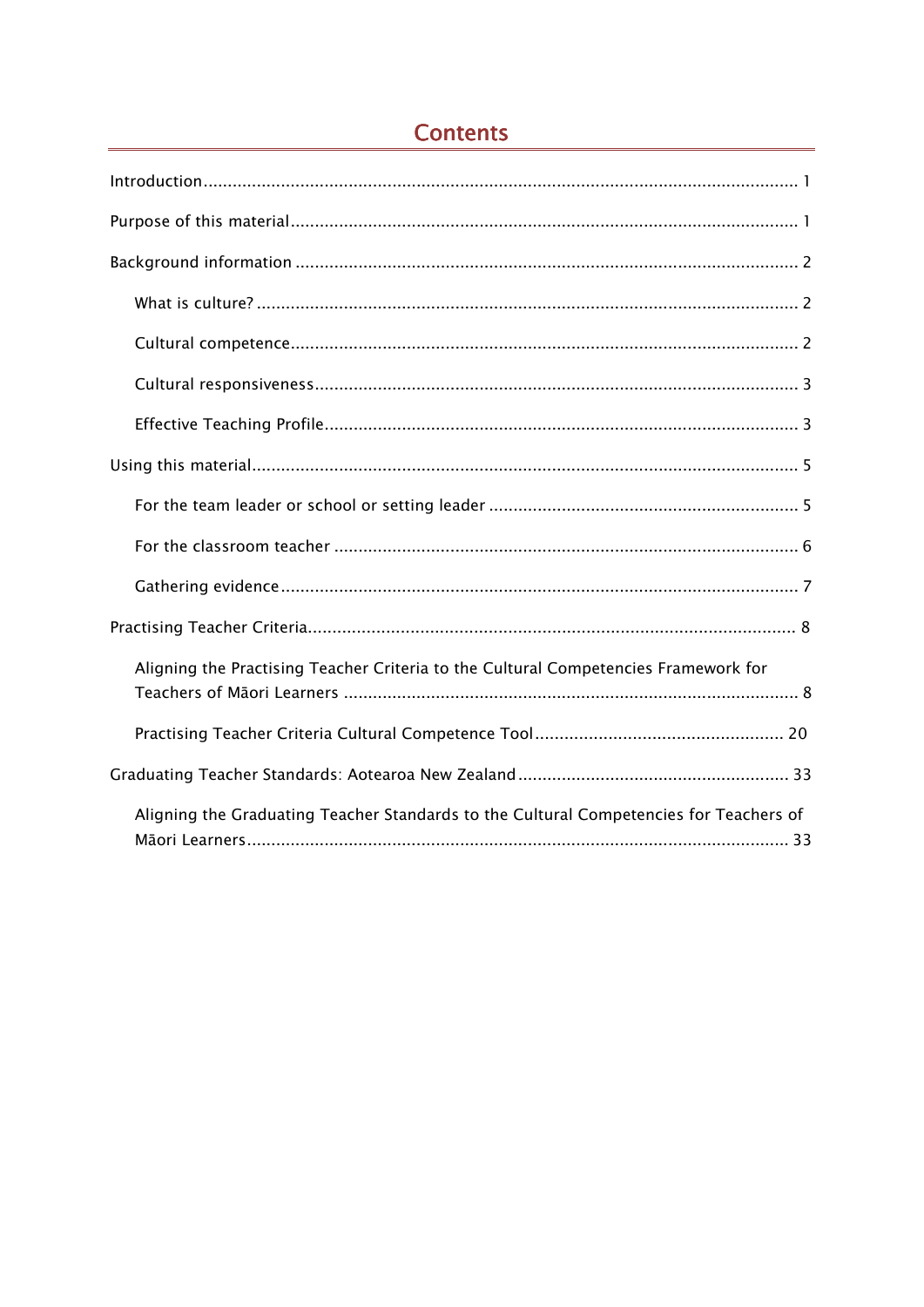# Contents

Introduction ........................................................................................................................ 1

Purpose of this material ...................................................................................................... 1

Background information ..................................................................................................... 2

- What is culture? ............................................................................................................ 2
- Cultural competence ...................................................................................................... 2
- Cultural responsiveness ................................................................................................. 3
- Effective Teaching Profile ............................................................................................... 3

Using this material .............................................................................................................. 5

- For the team leader or school or setting leader .............................................................. 5
- For the classroom teacher ............................................................................................. 6
- Gathering evidence ........................................................................................................ 7

Practising Teacher Criteria ................................................................................................... 8

- Aligning the Practising Teacher Criteria to the Cultural Competencies Framework for Teachers of Māori Learners ........................................................................................... 8
- Practising Teacher Criteria Cultural Competence Tool .................................................. 20

Graduating Teacher Standards: Aotearoa New Zealand ....................................................... 33

- Aligning the Graduating Teacher Standards to the Cultural Competencies for Teachers of Māori Learners ............................................................................................................. 33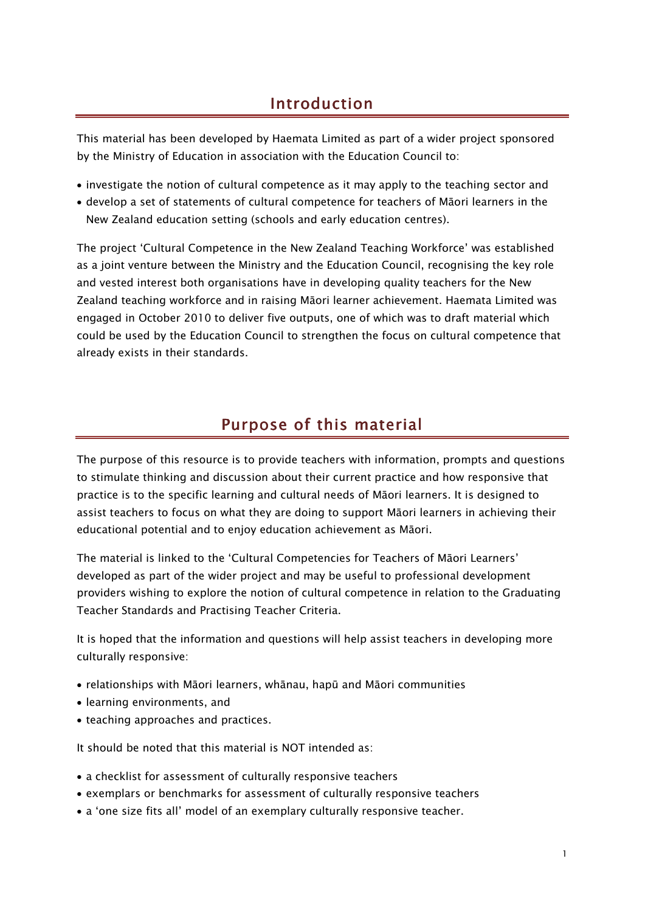# Introduction

This material has been developed by Haemata Limited as part of a wider project sponsored by the Ministry of Education in association with the Education Council to:

- investigate the notion of cultural competence as it may apply to the teaching sector and
- develop a set of statements of cultural competence for teachers of Māori learners in the New Zealand education setting (schools and early education centres).

The project 'Cultural Competence in the New Zealand Teaching Workforce' was established as a joint venture between the Ministry and the Education Council, recognising the key role and vested interest both organisations have in developing quality teachers for the New Zealand teaching workforce and in raising Māori learner achievement. Haemata Limited was engaged in October 2010 to deliver five outputs, one of which was to draft material which could be used by the Education Council to strengthen the focus on cultural competence that already exists in their standards.

# Purpose of this material

The purpose of this resource is to provide teachers with information, prompts and questions to stimulate thinking and discussion about their current practice and how responsive that practice is to the specific learning and cultural needs of Māori learners. It is designed to assist teachers to focus on what they are doing to support Māori learners in achieving their educational potential and to enjoy education achievement as Māori.

The material is linked to the 'Cultural Competencies for Teachers of Māori Learners' developed as part of the wider project and may be useful to professional development providers wishing to explore the notion of cultural competence in relation to the Graduating Teacher Standards and Practising Teacher Criteria.

It is hoped that the information and questions will help assist teachers in developing more culturally responsive:

- relationships with Māori learners, whānau, hapū and Māori communities
- learning environments, and
- teaching approaches and practices.

It should be noted that this material is NOT intended as:

- a checklist for assessment of culturally responsive teachers
- exemplars or benchmarks for assessment of culturally responsive teachers
- a 'one size fits all' model of an exemplary culturally responsive teacher.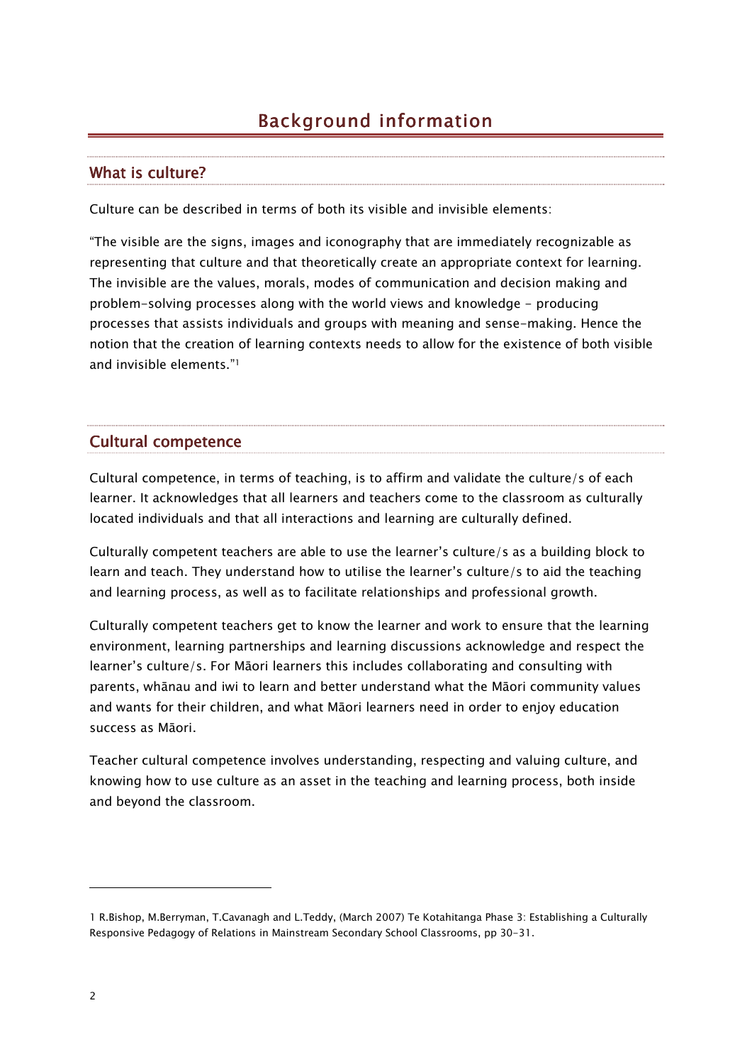# Background information

## What is culture?

Culture can be described in terms of both its visible and invisible elements:

"The visible are the signs, images and iconography that are immediately recognizable as representing that culture and that theoretically create an appropriate context for learning. The invisible are the values, morals, modes of communication and decision making and problem-solving processes along with the world views and knowledge - producing processes that assists individuals and groups with meaning and sense-making. Hence the notion that the creation of learning contexts needs to allow for the existence of both visible and invisible elements."[1]

## Cultural competence

Cultural competence, in terms of teaching, is to affirm and validate the culture/s of each learner. It acknowledges that all learners and teachers come to the classroom as culturally located individuals and that all interactions and learning are culturally defined.

Culturally competent teachers are able to use the learner's culture/s as a building block to learn and teach. They understand how to utilise the learner's culture/s to aid the teaching and learning process, as well as to facilitate relationships and professional growth.

Culturally competent teachers get to know the learner and work to ensure that the learning environment, learning partnerships and learning discussions acknowledge and respect the learner's culture/s. For Māori learners this includes collaborating and consulting with parents, whānau and iwi to learn and better understand what the Māori community values and wants for their children, and what Māori learners need in order to enjoy education success as Māori.

Teacher cultural competence involves understanding, respecting and valuing culture, and knowing how to use culture as an asset in the teaching and learning process, both inside and beyond the classroom.

---

1 R.Bishop, M.Berryman, T.Cavanagh and L.Teddy, (March 2007) Te Kotahitanga Phase 3: Establishing a Culturally Responsive Pedagogy of Relations in Mainstream Secondary School Classrooms, pp 30-31.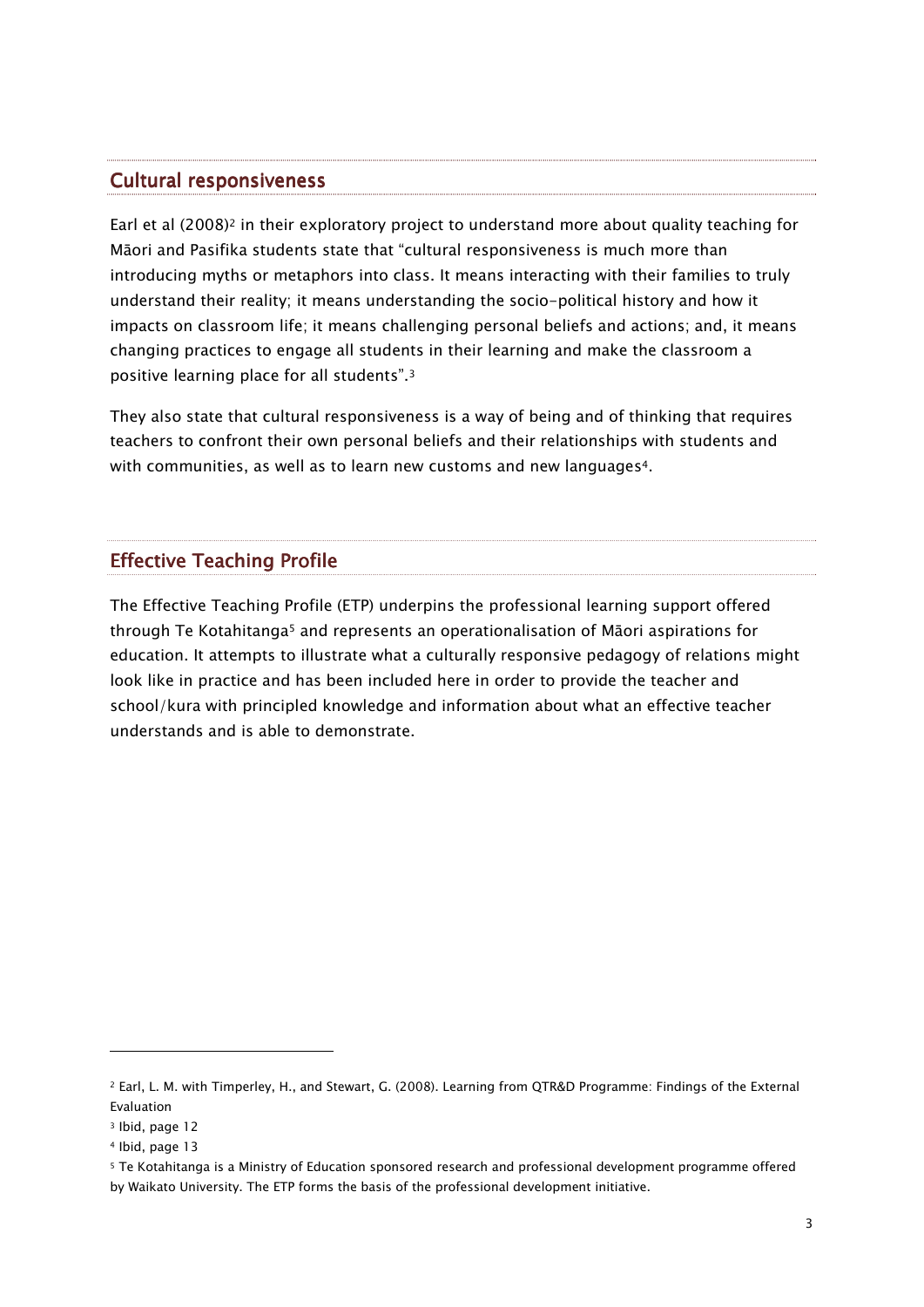## Cultural responsiveness

Earl et al (2008)[2] in their exploratory project to understand more about quality teaching for Māori and Pasifika students state that "cultural responsiveness is much more than introducing myths or metaphors into class. It means interacting with their families to truly understand their reality; it means understanding the socio-political history and how it impacts on classroom life; it means challenging personal beliefs and actions; and, it means changing practices to engage all students in their learning and make the classroom a positive learning place for all students".[3]

They also state that cultural responsiveness is a way of being and of thinking that requires teachers to confront their own personal beliefs and their relationships with students and with communities, as well as to learn new customs and new languages[4].

## Effective Teaching Profile

The Effective Teaching Profile (ETP) underpins the professional learning support offered through Te Kotahitanga[5] and represents an operationalisation of Māori aspirations for education. It attempts to illustrate what a culturally responsive pedagogy of relations might look like in practice and has been included here in order to provide the teacher and school/kura with principled knowledge and information about what an effective teacher understands and is able to demonstrate.

---

[2] Earl, L. M. with Timperley, H., and Stewart, G. (2008). Learning from QTR&D Programme: Findings of the External Evaluation

[3] Ibid, page 12

[4] Ibid, page 13

[5] Te Kotahitanga is a Ministry of Education sponsored research and professional development programme offered by Waikato University. The ETP forms the basis of the professional development initiative.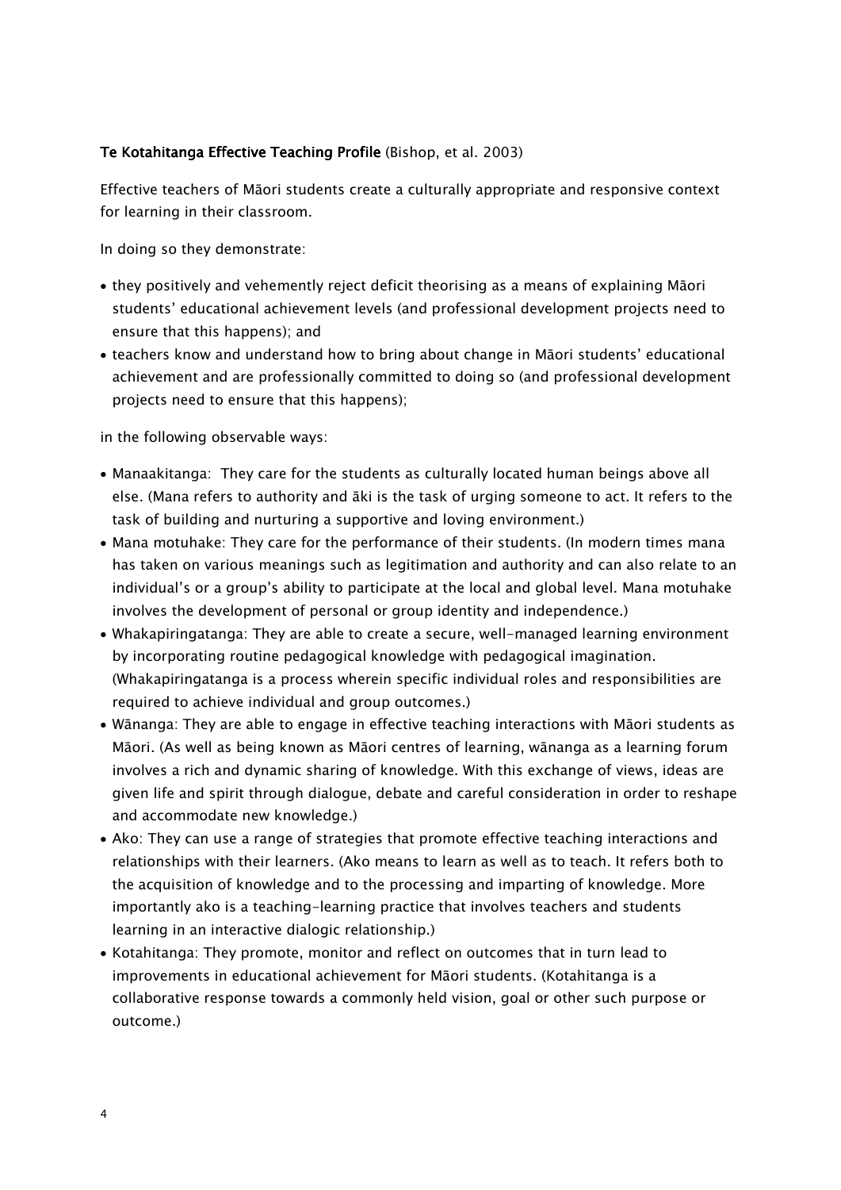**Te Kotahitanga Effective Teaching Profile** (Bishop, et al. 2003)

Effective teachers of Māori students create a culturally appropriate and responsive context for learning in their classroom.

In doing so they demonstrate:

- they positively and vehemently reject deficit theorising as a means of explaining Māori students' educational achievement levels (and professional development projects need to ensure that this happens); and
- teachers know and understand how to bring about change in Māori students' educational achievement and are professionally committed to doing so (and professional development projects need to ensure that this happens);

in the following observable ways:

- Manaakitanga: They care for the students as culturally located human beings above all else. (Mana refers to authority and āki is the task of urging someone to act. It refers to the task of building and nurturing a supportive and loving environment.)
- Mana motuhake: They care for the performance of their students. (In modern times mana has taken on various meanings such as legitimation and authority and can also relate to an individual's or a group's ability to participate at the local and global level. Mana motuhake involves the development of personal or group identity and independence.)
- Whakapiringatanga: They are able to create a secure, well-managed learning environment by incorporating routine pedagogical knowledge with pedagogical imagination. (Whakapiringatanga is a process wherein specific individual roles and responsibilities are required to achieve individual and group outcomes.)
- Wānanga: They are able to engage in effective teaching interactions with Māori students as Māori. (As well as being known as Māori centres of learning, wānanga as a learning forum involves a rich and dynamic sharing of knowledge. With this exchange of views, ideas are given life and spirit through dialogue, debate and careful consideration in order to reshape and accommodate new knowledge.)
- Ako: They can use a range of strategies that promote effective teaching interactions and relationships with their learners. (Ako means to learn as well as to teach. It refers both to the acquisition of knowledge and to the processing and imparting of knowledge. More importantly ako is a teaching-learning practice that involves teachers and students learning in an interactive dialogic relationship.)
- Kotahitanga: They promote, monitor and reflect on outcomes that in turn lead to improvements in educational achievement for Māori students. (Kotahitanga is a collaborative response towards a commonly held vision, goal or other such purpose or outcome.)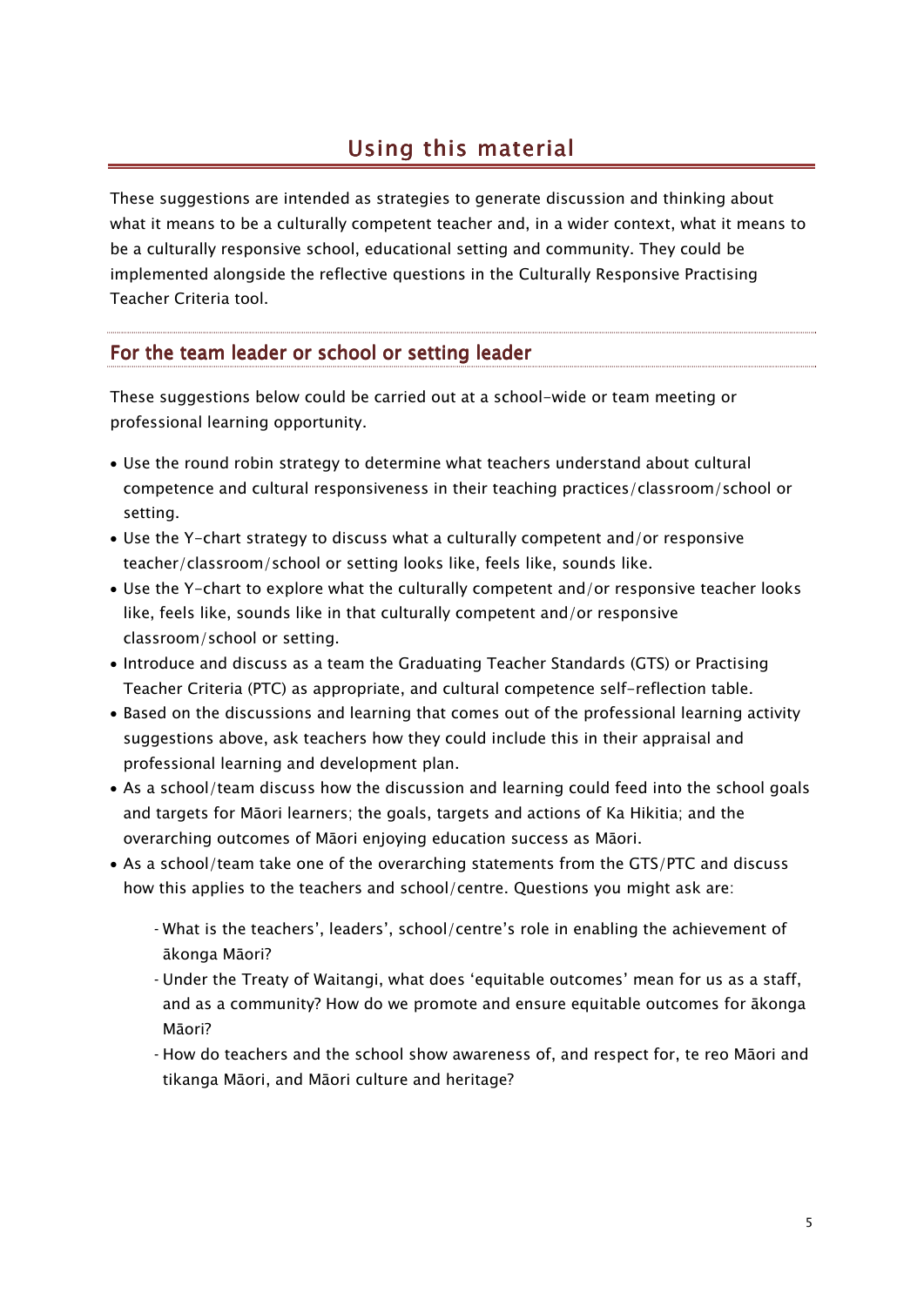# Using this material

These suggestions are intended as strategies to generate discussion and thinking about what it means to be a culturally competent teacher and, in a wider context, what it means to be a culturally responsive school, educational setting and community. They could be implemented alongside the reflective questions in the Culturally Responsive Practising Teacher Criteria tool.

## For the team leader or school or setting leader

These suggestions below could be carried out at a school-wide or team meeting or professional learning opportunity.

- Use the round robin strategy to determine what teachers understand about cultural competence and cultural responsiveness in their teaching practices/classroom/school or setting.
- Use the Y-chart strategy to discuss what a culturally competent and/or responsive teacher/classroom/school or setting looks like, feels like, sounds like.
- Use the Y-chart to explore what the culturally competent and/or responsive teacher looks like, feels like, sounds like in that culturally competent and/or responsive classroom/school or setting.
- Introduce and discuss as a team the Graduating Teacher Standards (GTS) or Practising Teacher Criteria (PTC) as appropriate, and cultural competence self-reflection table.
- Based on the discussions and learning that comes out of the professional learning activity suggestions above, ask teachers how they could include this in their appraisal and professional learning and development plan.
- As a school/team discuss how the discussion and learning could feed into the school goals and targets for Māori learners; the goals, targets and actions of Ka Hikitia; and the overarching outcomes of Māori enjoying education success as Māori.
- As a school/team take one of the overarching statements from the GTS/PTC and discuss how this applies to the teachers and school/centre. Questions you might ask are:
  - What is the teachers', leaders', school/centre's role in enabling the achievement of ākonga Māori?
  - Under the Treaty of Waitangi, what does 'equitable outcomes' mean for us as a staff, and as a community? How do we promote and ensure equitable outcomes for ākonga Māori?
  - How do teachers and the school show awareness of, and respect for, te reo Māori and tikanga Māori, and Māori culture and heritage?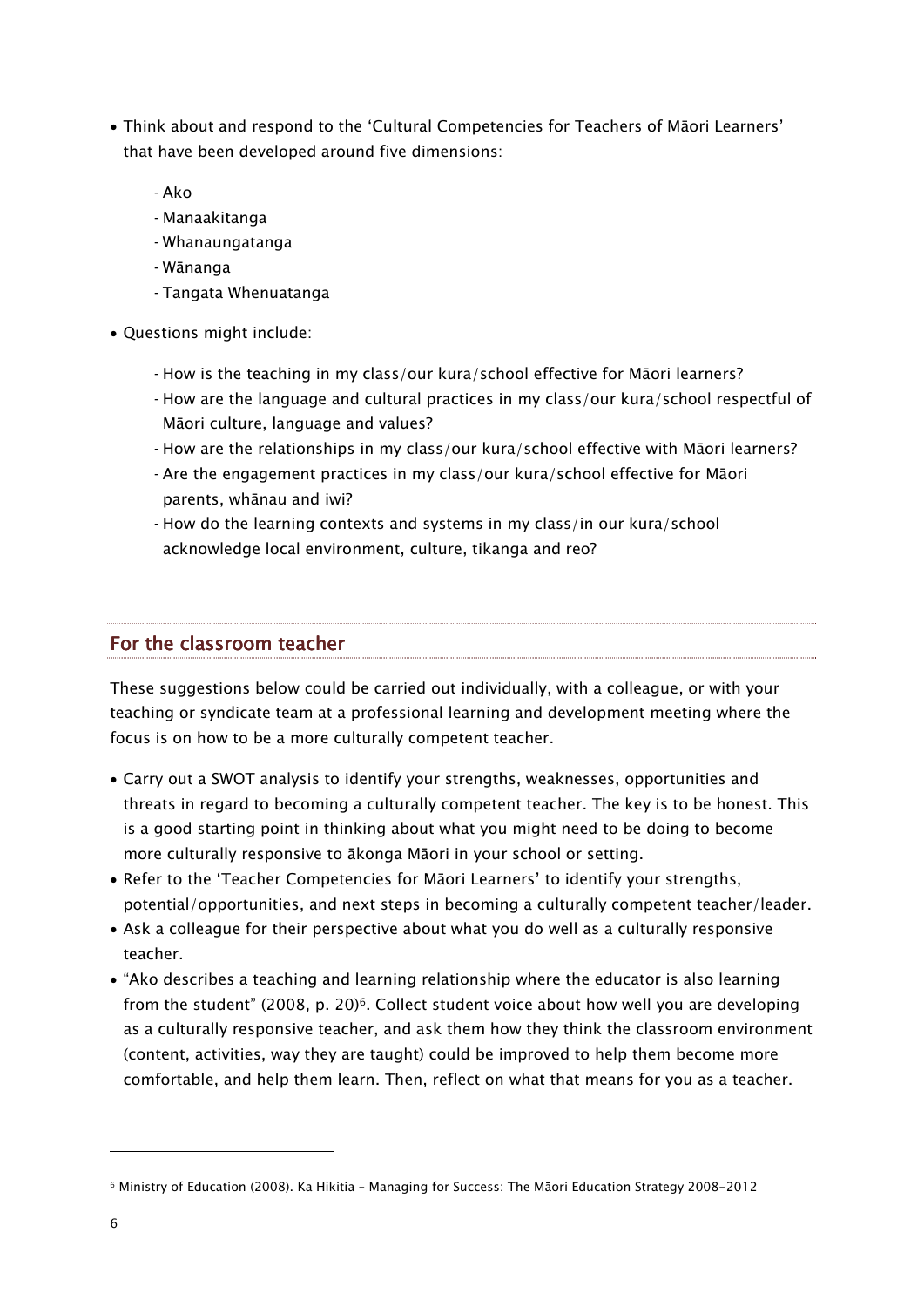- Think about and respond to the 'Cultural Competencies for Teachers of Māori Learners' that have been developed around five dimensions:
  - Ako
  - Manaakitanga
  - Whanaungatanga
  - Wānanga
  - Tangata Whenuatanga
- Questions might include:
  - How is the teaching in my class/our kura/school effective for Māori learners?
  - How are the language and cultural practices in my class/our kura/school respectful of Māori culture, language and values?
  - How are the relationships in my class/our kura/school effective with Māori learners?
  - Are the engagement practices in my class/our kura/school effective for Māori parents, whānau and iwi?
  - How do the learning contexts and systems in my class/in our kura/school acknowledge local environment, culture, tikanga and reo?

## For the classroom teacher

These suggestions below could be carried out individually, with a colleague, or with your teaching or syndicate team at a professional learning and development meeting where the focus is on how to be a more culturally competent teacher.

- Carry out a SWOT analysis to identify your strengths, weaknesses, opportunities and threats in regard to becoming a culturally competent teacher. The key is to be honest. This is a good starting point in thinking about what you might need to be doing to become more culturally responsive to ākonga Māori in your school or setting.
- Refer to the 'Teacher Competencies for Māori Learners' to identify your strengths, potential/opportunities, and next steps in becoming a culturally competent teacher/leader.
- Ask a colleague for their perspective about what you do well as a culturally responsive teacher.
- "Ako describes a teaching and learning relationship where the educator is also learning from the student" (2008, p. 20)[6]. Collect student voice about how well you are developing as a culturally responsive teacher, and ask them how they think the classroom environment (content, activities, way they are taught) could be improved to help them become more comfortable, and help them learn. Then, reflect on what that means for you as a teacher.

---

[6] Ministry of Education (2008). Ka Hikitia – Managing for Success: The Māori Education Strategy 2008-2012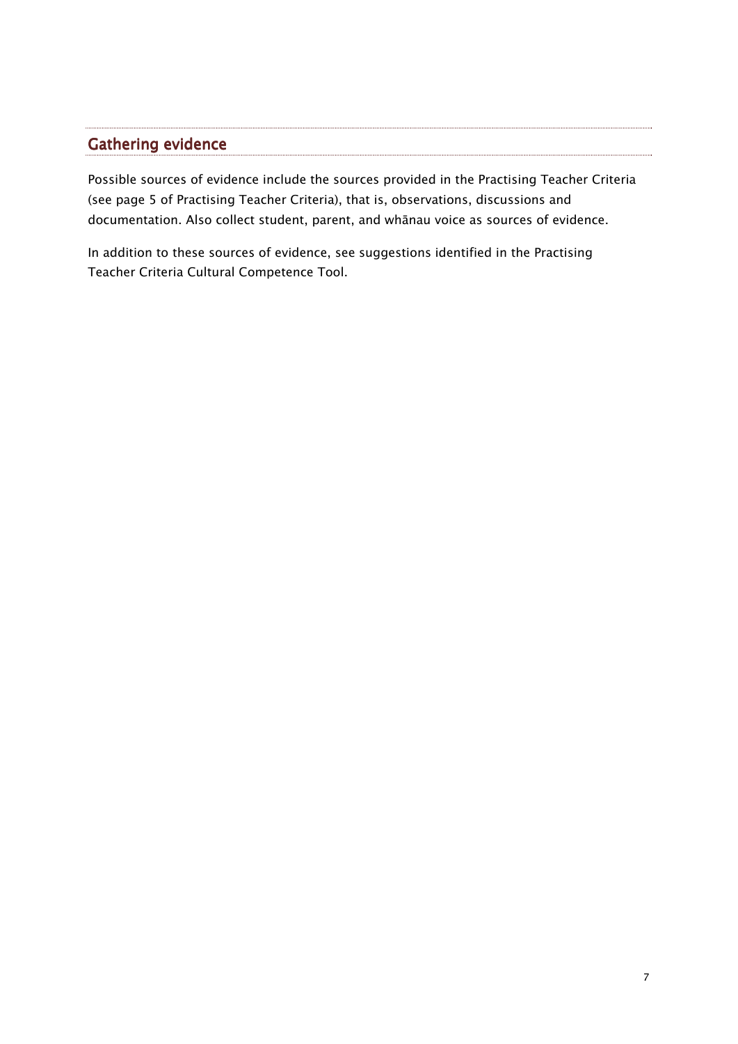## Gathering evidence

Possible sources of evidence include the sources provided in the Practising Teacher Criteria (see page 5 of Practising Teacher Criteria), that is, observations, discussions and documentation. Also collect student, parent, and whānau voice as sources of evidence.

In addition to these sources of evidence, see suggestions identified in the Practising Teacher Criteria Cultural Competence Tool.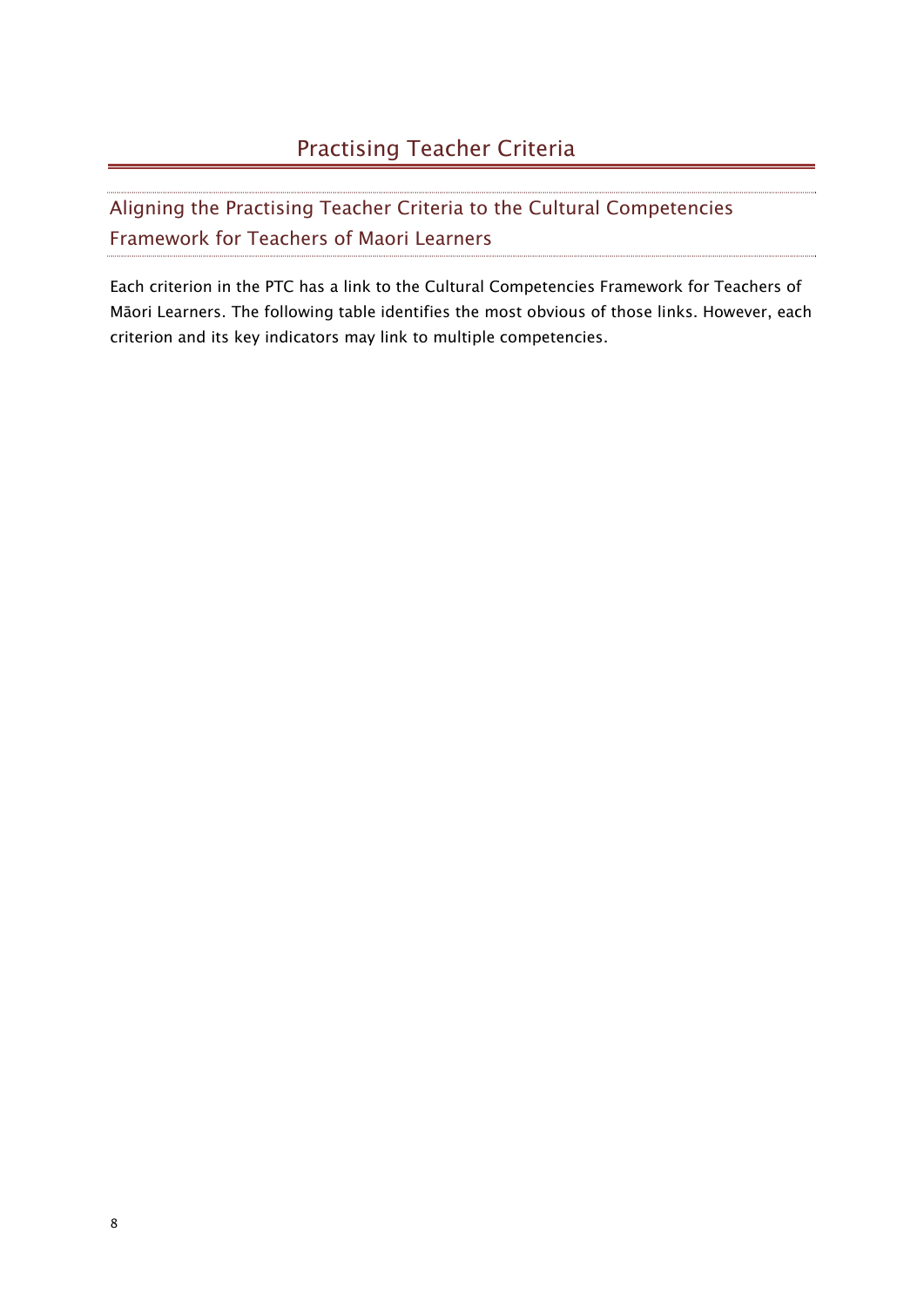# Practising Teacher Criteria

## Aligning the Practising Teacher Criteria to the Cultural Competencies Framework for Teachers of Maori Learners

Each criterion in the PTC has a link to the Cultural Competencies Framework for Teachers of Māori Learners. The following table identifies the most obvious of those links. However, each criterion and its key indicators may link to multiple competencies.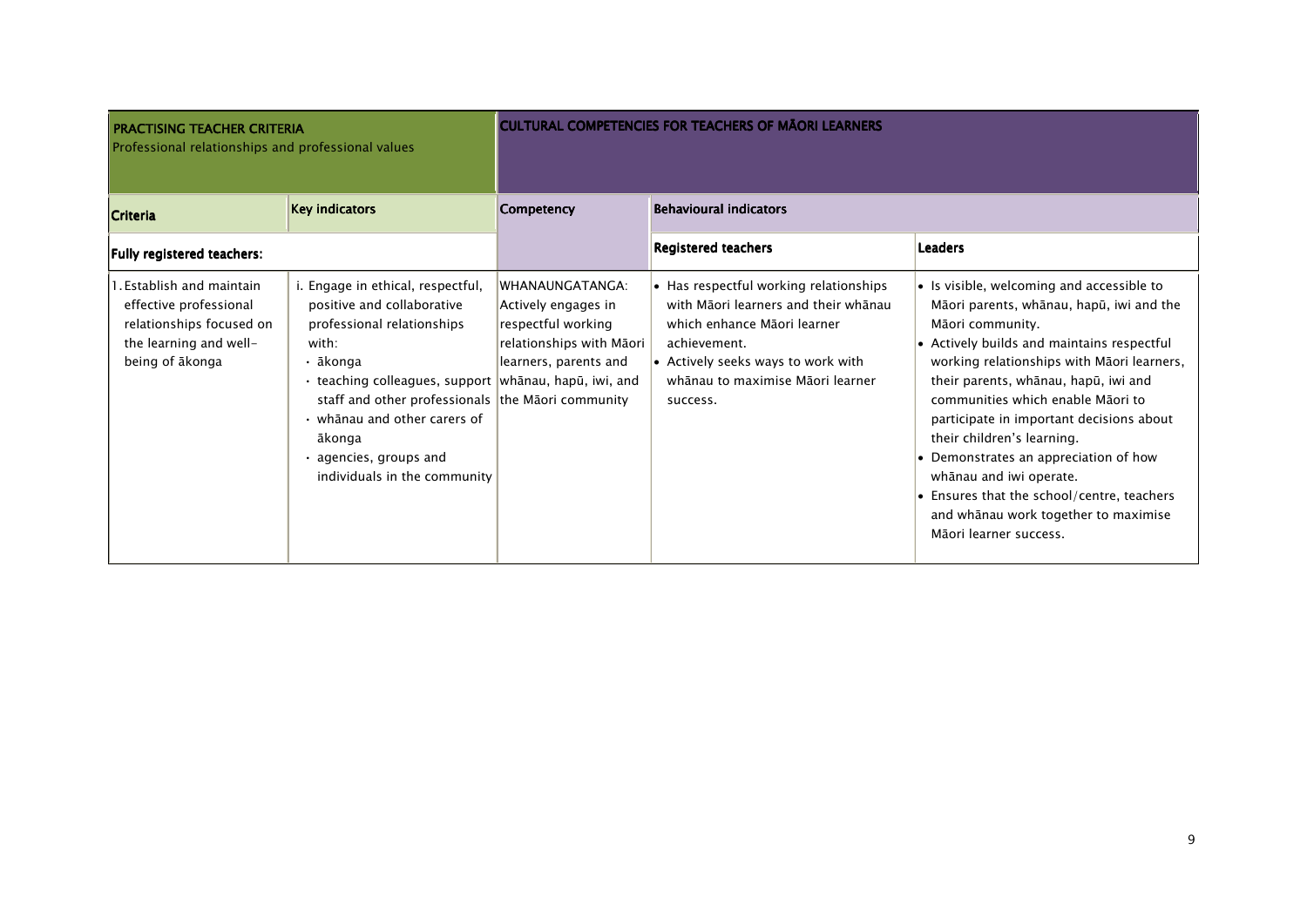| PRACTISING TEACHER CRITERIA<br>Professional relationships and professional values | | CULTURAL COMPETENCIES FOR TEACHERS OF MĀORI LEARNERS | | |
|---|---|---|---|---|
| **Criteria** | **Key indicators** | **Competency** | **Behavioural indicators** | |
| **Fully registered teachers:** | | | **Registered teachers** | **Leaders** |
| 1. Establish and maintain effective professional relationships focused on the learning and well-being of ākonga | i. Engage in ethical, respectful, positive and collaborative professional relationships with:<br>· ākonga<br>· teaching colleagues, support staff and other professionals<br>· whānau and other carers of ākonga<br>· agencies, groups and individuals in the community | WHANAUNGATANGA: Actively engages in respectful working relationships with Māori learners, parents and whānau, hapū, iwi, and the Māori community | • Has respectful working relationships with Māori learners and their whānau which enhance Māori learner achievement.<br>• Actively seeks ways to work with whānau to maximise Māori learner success. | • Is visible, welcoming and accessible to Māori parents, whānau, hapū, iwi and the Māori community.<br>• Actively builds and maintains respectful working relationships with Māori learners, their parents, whānau, hapū, iwi and communities which enable Māori to participate in important decisions about their children's learning.<br>• Demonstrates an appreciation of how whānau and iwi operate.<br>• Ensures that the school/centre, teachers and whānau work together to maximise Māori learner success. |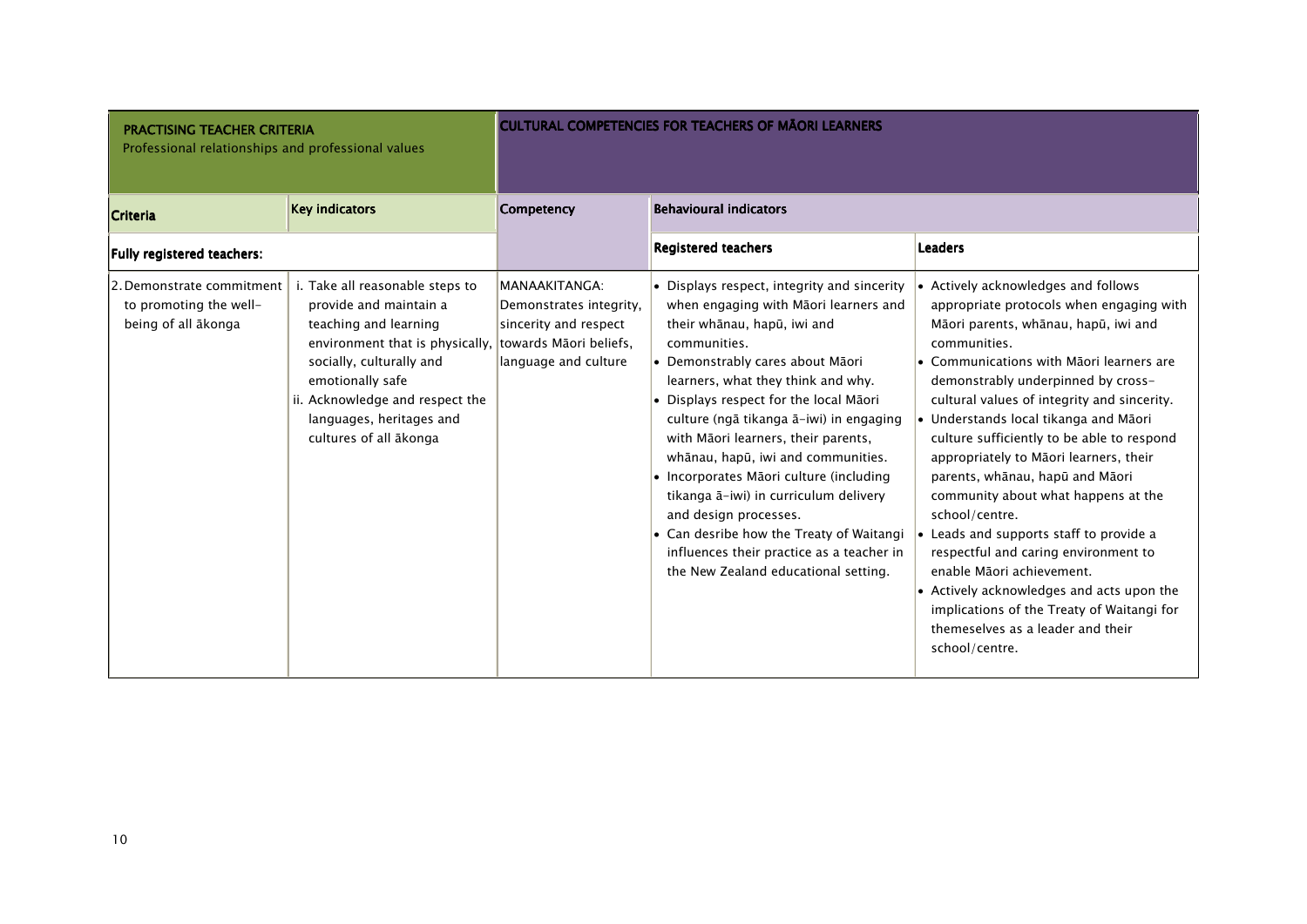| PRACTISING TEACHER CRITERIA<br>Professional relationships and professional values | | CULTURAL COMPETENCIES FOR TEACHERS OF MĀORI LEARNERS | | |
|---|---|---|---|---|
| **Criteria** | **Key indicators** | **Competency** | **Behavioural indicators** | |
| **Fully registered teachers:** | | | **Registered teachers** | **Leaders** |
| 2. Demonstrate commitment to promoting the well-being of all ākonga | i. Take all reasonable steps to provide and maintain a teaching and learning environment that is physically, socially, culturally and emotionally safe<br>ii. Acknowledge and respect the languages, heritages and cultures of all ākonga | MANAAKITANGA: Demonstrates integrity, sincerity and respect towards Māori beliefs, language and culture | • Displays respect, integrity and sincerity when engaging with Māori learners and their whānau, hapū, iwi and communities.<br>• Demonstrably cares about Māori learners, what they think and why.<br>• Displays respect for the local Māori culture (ngā tikanga ā-iwi) in engaging with Māori learners, their parents, whānau, hapū, iwi and communities.<br>• Incorporates Māori culture (including tikanga ā-iwi) in curriculum delivery and design processes.<br>• Can desribe how the Treaty of Waitangi influences their practice as a teacher in the New Zealand educational setting. | • Actively acknowledges and follows appropriate protocols when engaging with Māori parents, whānau, hapū, iwi and communities.<br>• Communications with Māori learners are demonstrably underpinned by cross-cultural values of integrity and sincerity.<br>• Understands local tikanga and Māori culture sufficiently to be able to respond appropriately to Māori learners, their parents, whānau, hapū and Māori community about what happens at the school/centre.<br>• Leads and supports staff to provide a respectful and caring environment to enable Māori achievement.<br>• Actively acknowledges and acts upon the implications of the Treaty of Waitangi for themeselves as a leader and their school/centre. |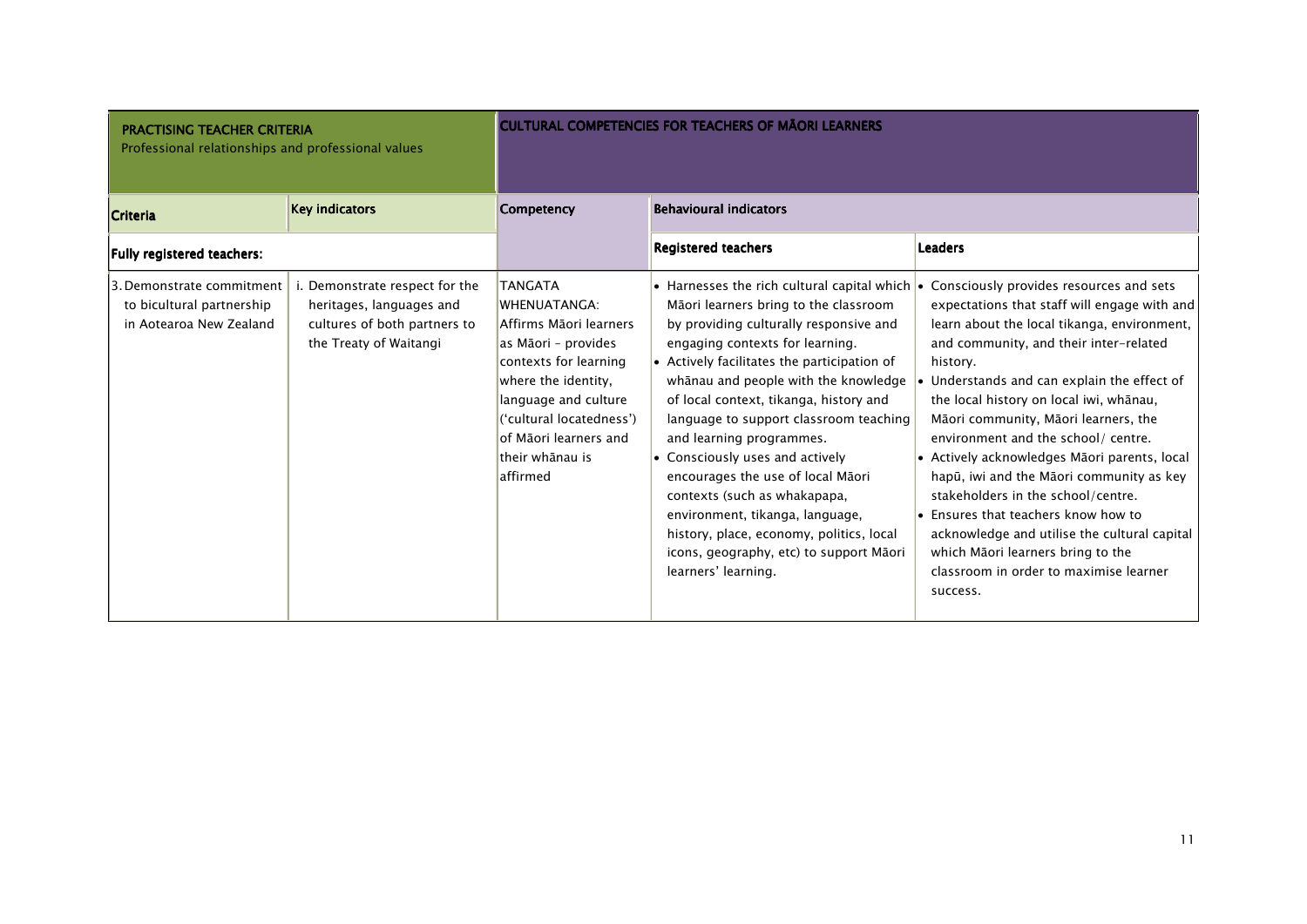| PRACTISING TEACHER CRITERIA<br>Professional relationships and professional values | | CULTURAL COMPETENCIES FOR TEACHERS OF MĀORI LEARNERS | | |
|---|---|---|---|---|
| **Criteria** | **Key indicators** | **Competency** | **Behavioural indicators** | |
| **Fully registered teachers:** | | | **Registered teachers** | **Leaders** |
| 3. Demonstrate commitment to bicultural partnership in Aotearoa New Zealand | i. Demonstrate respect for the heritages, languages and cultures of both partners to the Treaty of Waitangi | TANGATA WHENUATANGA: Affirms Māori learners as Māori – provides contexts for learning where the identity, language and culture ('cultural locatedness') of Māori learners and their whānau is affirmed | • Harnesses the rich cultural capital which Māori learners bring to the classroom by providing culturally responsive and engaging contexts for learning.<br>• Actively facilitates the participation of whānau and people with the knowledge of local context, tikanga, history and language to support classroom teaching and learning programmes.<br>• Consciously uses and actively encourages the use of local Māori contexts (such as whakapapa, environment, tikanga, language, history, place, economy, politics, local icons, geography, etc) to support Māori learners' learning. | • Consciously provides resources and sets expectations that staff will engage with and learn about the local tikanga, environment, and community, and their inter-related history.<br>• Understands and can explain the effect of the local history on local iwi, whānau, Māori community, Māori learners, the environment and the school/ centre.<br>• Actively acknowledges Māori parents, local hapū, iwi and the Māori community as key stakeholders in the school/centre.<br>• Ensures that teachers know how to acknowledge and utilise the cultural capital which Māori learners bring to the classroom in order to maximise learner success. |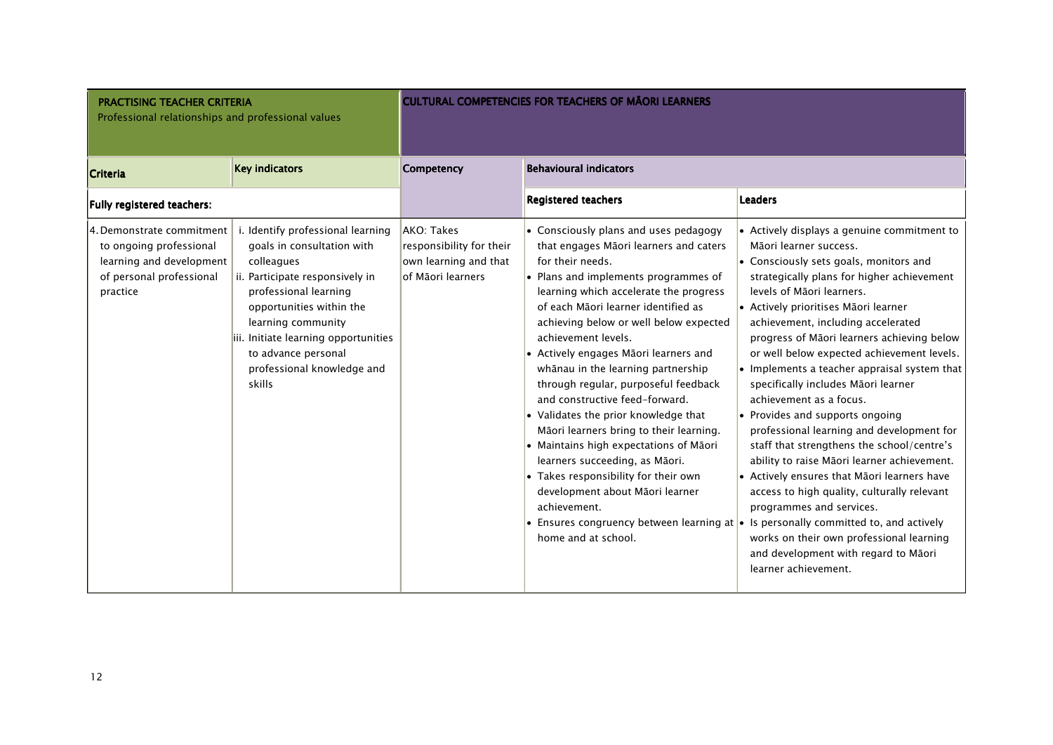| PRACTISING TEACHER CRITERIA<br>Professional relationships and professional values | | CULTURAL COMPETENCIES FOR TEACHERS OF MĀORI LEARNERS | | |
|---|---|---|---|---|
| **Criteria** | **Key indicators** | **Competency** | **Behavioural indicators** | |
| **Fully registered teachers:** | | | **Registered teachers** | **Leaders** |
| 4. Demonstrate commitment to ongoing professional learning and development of personal professional practice | i. Identify professional learning goals in consultation with colleagues<br>ii. Participate responsively in professional learning opportunities within the learning community<br>iii. Initiate learning opportunities to advance personal professional knowledge and skills | AKO: Takes responsibility for their own learning and that of Māori learners | • Consciously plans and uses pedagogy that engages Māori learners and caters for their needs.<br>• Plans and implements programmes of learning which accelerate the progress of each Māori learner identified as achieving below or well below expected achievement levels.<br>• Actively engages Māori learners and whānau in the learning partnership through regular, purposeful feedback and constructive feed-forward.<br>• Validates the prior knowledge that Māori learners bring to their learning.<br>• Maintains high expectations of Māori learners succeeding, as Māori.<br>• Takes responsibility for their own development about Māori learner achievement.<br>• Ensures congruency between learning at home and at school. | • Actively displays a genuine commitment to Māori learner success.<br>• Consciously sets goals, monitors and strategically plans for higher achievement levels of Māori learners.<br>• Actively prioritises Māori learner achievement, including accelerated progress of Māori learners achieving below or well below expected achievement levels.<br>• Implements a teacher appraisal system that specifically includes Māori learner achievement as a focus.<br>• Provides and supports ongoing professional learning and development for staff that strengthens the school/centre's ability to raise Māori learner achievement.<br>• Actively ensures that Māori learners have access to high quality, culturally relevant programmes and services.<br>• Is personally committed to, and actively works on their own professional learning and development with regard to Māori learner achievement. |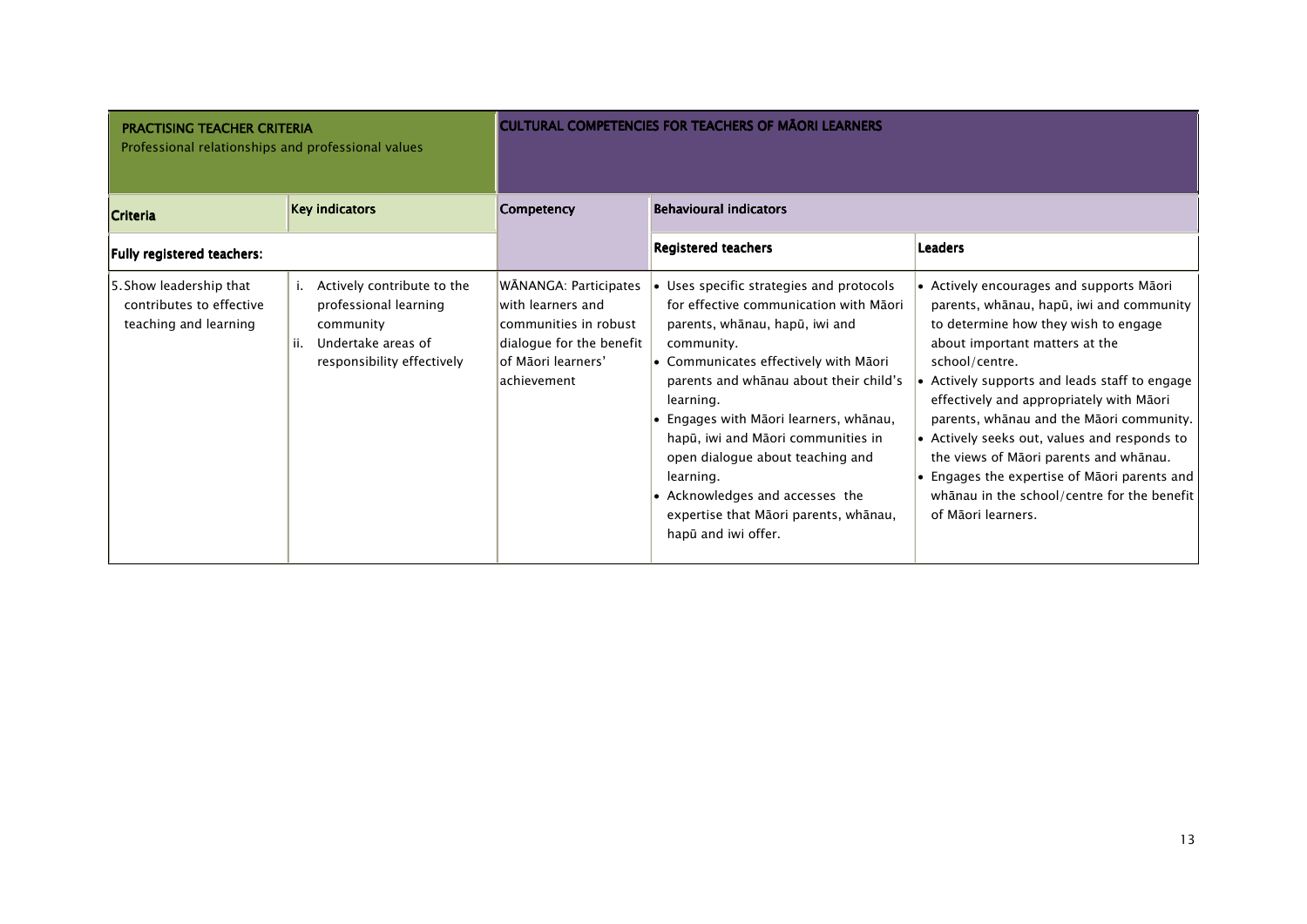| PRACTISING TEACHER CRITERIA<br>Professional relationships and professional values | | CULTURAL COMPETENCIES FOR TEACHERS OF MĀORI LEARNERS | | |
|---|---|---|---|---|
| **Criteria** | **Key indicators** | **Competency** | **Behavioural indicators** | |
| **Fully registered teachers:** | | | **Registered teachers** | **Leaders** |
| 5. Show leadership that contributes to effective teaching and learning | i. Actively contribute to the professional learning community<br>ii. Undertake areas of responsibility effectively | WĀNANGA: Participates with learners and communities in robust dialogue for the benefit of Māori learners' achievement | • Uses specific strategies and protocols for effective communication with Māori parents, whānau, hapū, iwi and community.<br>• Communicates effectively with Māori parents and whānau about their child's learning.<br>• Engages with Māori learners, whānau, hapū, iwi and Māori communities in open dialogue about teaching and learning.<br>• Acknowledges and accesses the expertise that Māori parents, whānau, hapū and iwi offer. | • Actively encourages and supports Māori parents, whānau, hapū, iwi and community to determine how they wish to engage about important matters at the school/centre.<br>• Actively supports and leads staff to engage effectively and appropriately with Māori parents, whānau and the Māori community.<br>• Actively seeks out, values and responds to the views of Māori parents and whānau.<br>• Engages the expertise of Māori parents and whānau in the school/centre for the benefit of Māori learners. |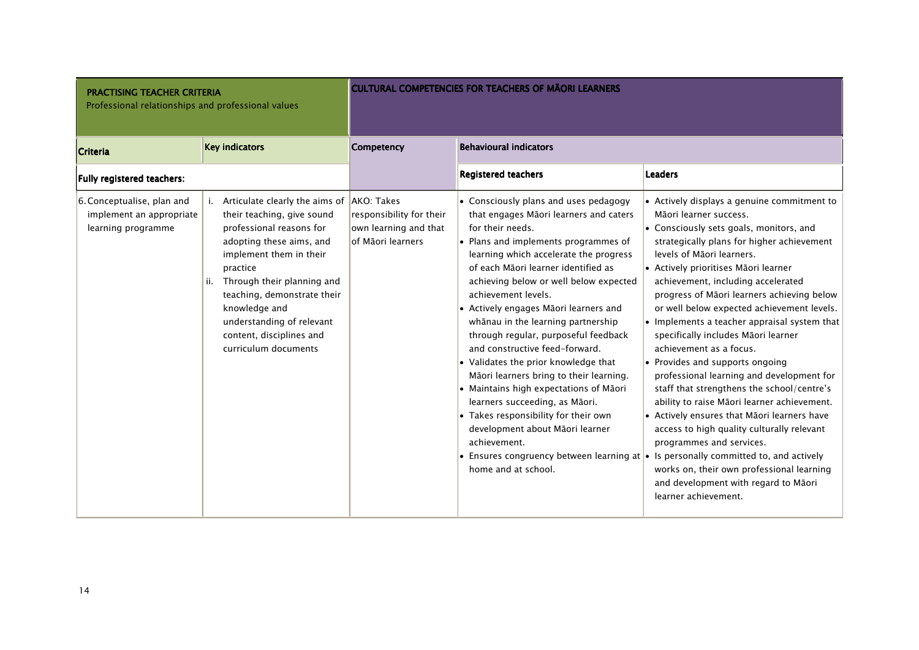| PRACTISING TEACHER CRITERIA<br>Professional relationships and professional values | | CULTURAL COMPETENCIES FOR TEACHERS OF MĀORI LEARNERS | | |
|---|---|---|---|---|
| **Criteria** | **Key indicators** | **Competency** | **Behavioural indicators** | |
| **Fully registered teachers:** | | | **Registered teachers** | **Leaders** |
| 6. Conceptualise, plan and implement an appropriate learning programme | i. Articulate clearly the aims of their teaching, give sound professional reasons for adopting these aims, and implement them in their practice<br>ii. Through their planning and teaching, demonstrate their knowledge and understanding of relevant content, disciplines and curriculum documents | AKO: Takes responsibility for their own learning and that of Māori learners | • Consciously plans and uses pedagogy that engages Māori learners and caters for their needs.<br>• Plans and implements programmes of learning which accelerate the progress of each Māori learner identified as achieving below or well below expected achievement levels.<br>• Actively engages Māori learners and whānau in the learning partnership through regular, purposeful feedback and constructive feed-forward.<br>• Validates the prior knowledge that Māori learners bring to their learning.<br>• Maintains high expectations of Māori learners succeeding, as Māori.<br>• Takes responsibility for their own development about Māori learner achievement.<br>• Ensures congruency between learning at home and at school. | • Actively displays a genuine commitment to Māori learner success.<br>• Consciously sets goals, monitors, and strategically plans for higher achievement levels of Māori learners.<br>• Actively prioritises Māori learner achievement, including accelerated progress of Māori learners achieving below or well below expected achievement levels.<br>• Implements a teacher appraisal system that specifically includes Māori learner achievement as a focus.<br>• Provides and supports ongoing professional learning and development for staff that strengthens the school/centre's ability to raise Māori learner achievement.<br>• Actively ensures that Māori learners have access to high quality culturally relevant programmes and services.<br>• Is personally committed to, and actively works on, their own professional learning and development with regard to Māori learner achievement. |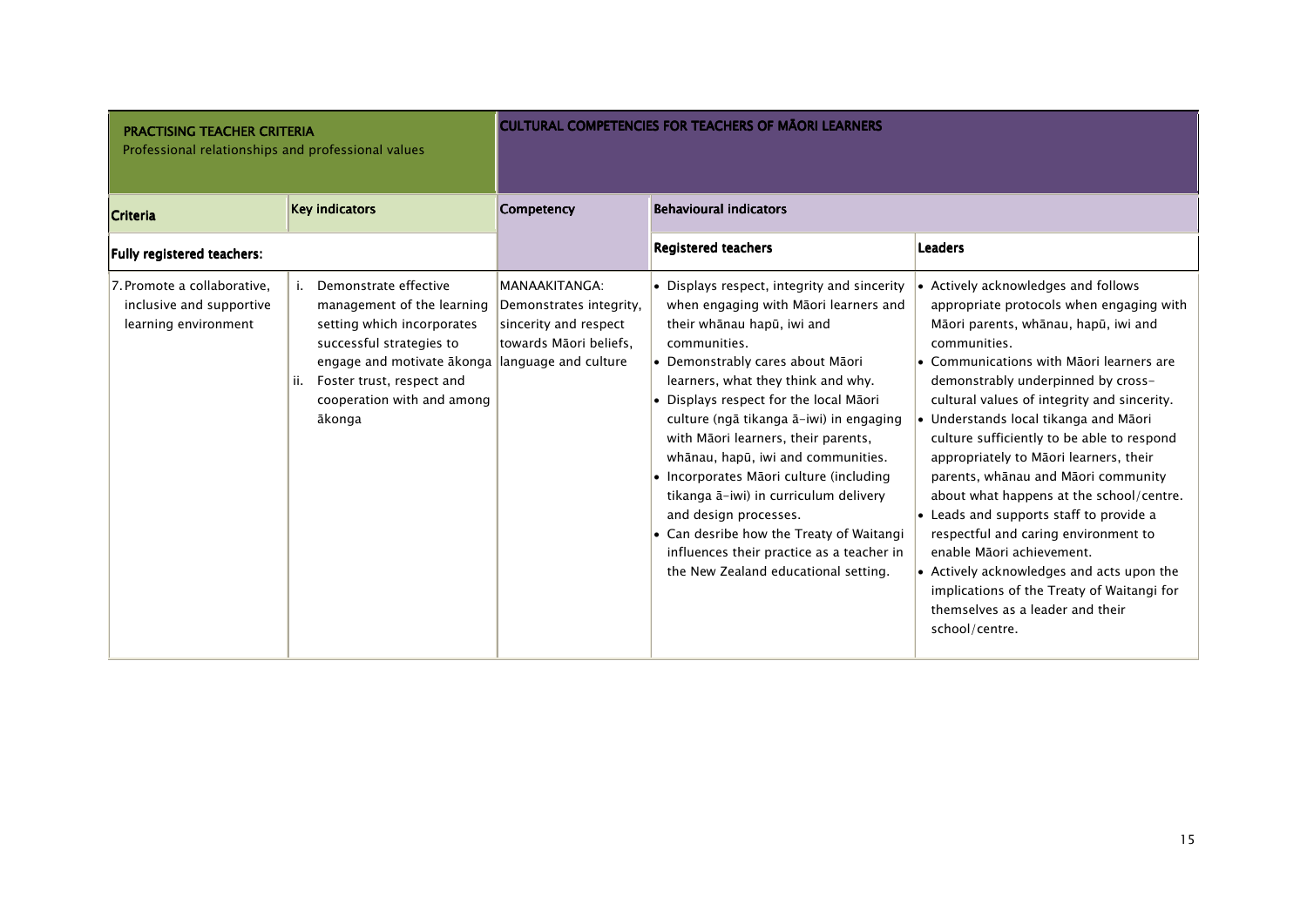| PRACTISING TEACHER CRITERIA<br>Professional relationships and professional values | | CULTURAL COMPETENCIES FOR TEACHERS OF MĀORI LEARNERS | | |
|---|---|---|---|---|
| **Criteria** | **Key indicators** | **Competency** | **Behavioural indicators** | |
| **Fully registered teachers:** | | | **Registered teachers** | **Leaders** |
| 7. Promote a collaborative, inclusive and supportive learning environment | i. Demonstrate effective management of the learning setting which incorporates successful strategies to engage and motivate ākonga<br>ii. Foster trust, respect and cooperation with and among ākonga | MANAAKITANGA: Demonstrates integrity, sincerity and respect towards Māori beliefs, language and culture | • Displays respect, integrity and sincerity when engaging with Māori learners and their whānau hapū, iwi and communities.<br>• Demonstrably cares about Māori learners, what they think and why.<br>• Displays respect for the local Māori culture (ngā tikanga ā-iwi) in engaging with Māori learners, their parents, whānau, hapū, iwi and communities.<br>• Incorporates Māori culture (including tikanga ā-iwi) in curriculum delivery and design processes.<br>• Can desribe how the Treaty of Waitangi influences their practice as a teacher in the New Zealand educational setting. | • Actively acknowledges and follows appropriate protocols when engaging with Māori parents, whānau, hapū, iwi and communities.<br>• Communications with Māori learners are demonstrably underpinned by cross-cultural values of integrity and sincerity.<br>• Understands local tikanga and Māori culture sufficiently to be able to respond appropriately to Māori learners, their parents, whānau and Māori community about what happens at the school/centre.<br>• Leads and supports staff to provide a respectful and caring environment to enable Māori achievement.<br>• Actively acknowledges and acts upon the implications of the Treaty of Waitangi for themselves as a leader and their school/centre. |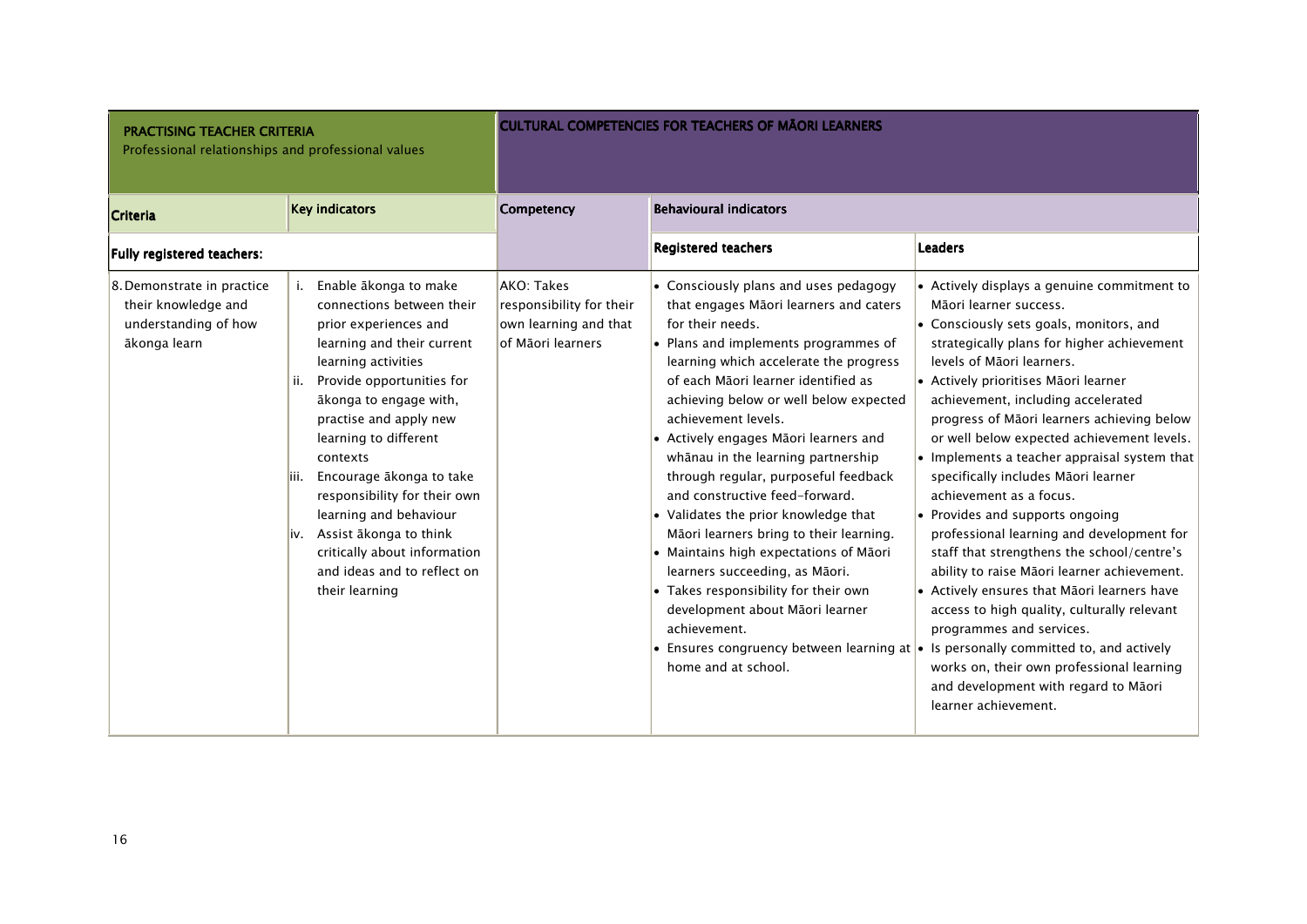| PRACTISING TEACHER CRITERIA<br>Professional relationships and professional values | | CULTURAL COMPETENCIES FOR TEACHERS OF MĀORI LEARNERS | | |
|---|---|---|---|---|
| **Criteria** | **Key indicators** | **Competency** | **Behavioural indicators** | |
| **Fully registered teachers:** | | | **Registered teachers** | **Leaders** |
| 8. Demonstrate in practice their knowledge and understanding of how ākonga learn | i. Enable ākonga to make connections between their prior experiences and learning and their current learning activities<br>ii. Provide opportunities for ākonga to engage with, practise and apply new learning to different contexts<br>iii. Encourage ākonga to take responsibility for their own learning and behaviour<br>iv. Assist ākonga to think critically about information and ideas and to reflect on their learning | AKO: Takes responsibility for their own learning and that of Māori learners | • Consciously plans and uses pedagogy that engages Māori learners and caters for their needs.<br>• Plans and implements programmes of learning which accelerate the progress of each Māori learner identified as achieving below or well below expected achievement levels.<br>• Actively engages Māori learners and whānau in the learning partnership through regular, purposeful feedback and constructive feed-forward.<br>• Validates the prior knowledge that Māori learners bring to their learning.<br>• Maintains high expectations of Māori learners succeeding, as Māori.<br>• Takes responsibility for their own development about Māori learner achievement.<br>• Ensures congruency between learning at home and at school. | • Actively displays a genuine commitment to Māori learner success.<br>• Consciously sets goals, monitors, and strategically plans for higher achievement levels of Māori learners.<br>• Actively prioritises Māori learner achievement, including accelerated progress of Māori learners achieving below or well below expected achievement levels.<br>• Implements a teacher appraisal system that specifically includes Māori learner achievement as a focus.<br>• Provides and supports ongoing professional learning and development for staff that strengthens the school/centre's ability to raise Māori learner achievement.<br>• Actively ensures that Māori learners have access to high quality, culturally relevant programmes and services.<br>• Is personally committed to, and actively works on, their own professional learning and development with regard to Māori learner achievement. |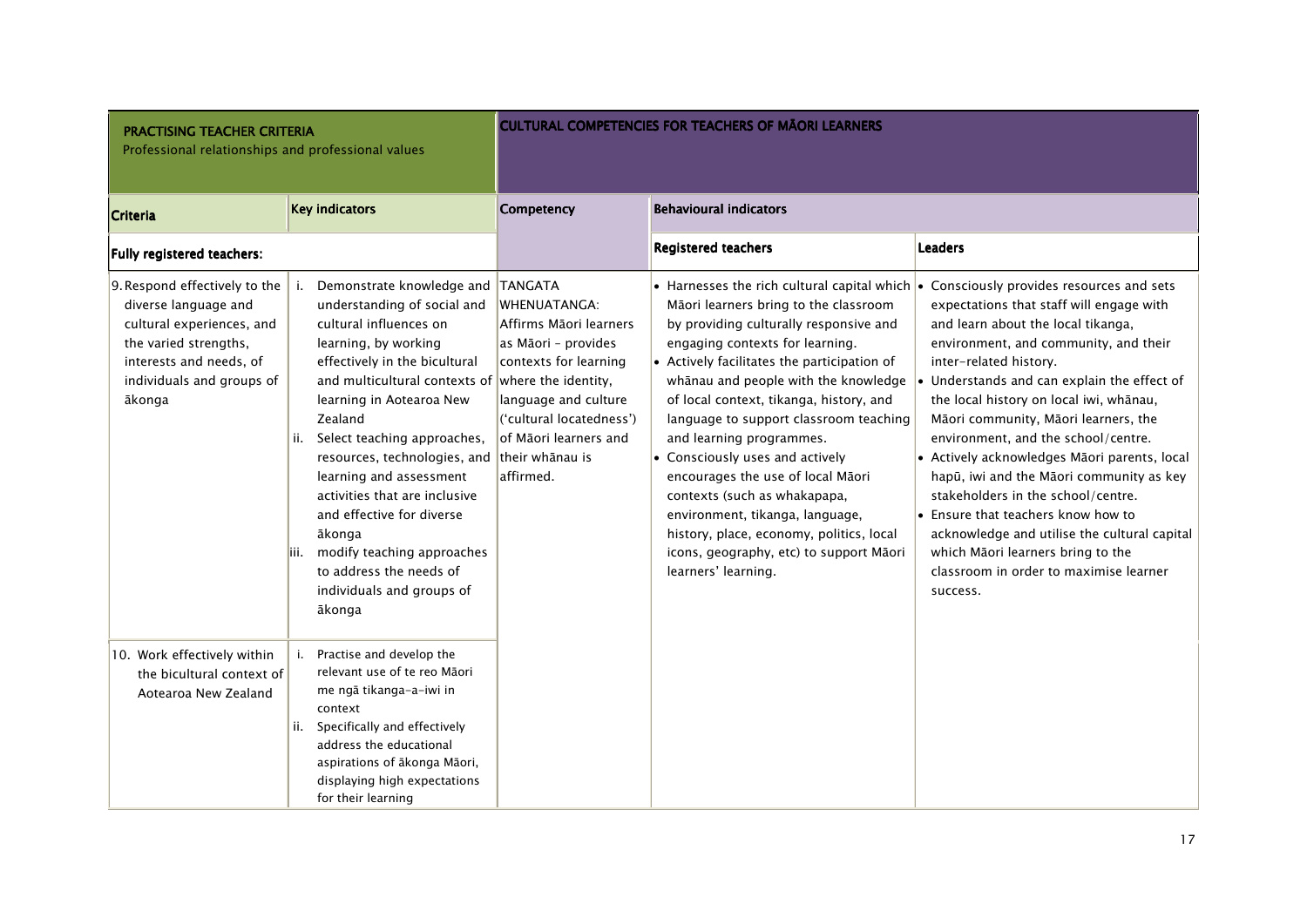| **PRACTISING TEACHER CRITERIA** Professional relationships and professional values | | **CULTURAL COMPETENCIES FOR TEACHERS OF MĀORI LEARNERS** | | |
|---|---|---|---|---|
| **Criteria** | **Key indicators** | **Competency** | **Behavioural indicators** | |
| **Fully registered teachers:** | | | **Registered teachers** | **Leaders** |
| 9. Respond effectively to the diverse language and cultural experiences, and the varied strengths, interests and needs, of individuals and groups of ākonga | i. Demonstrate knowledge and understanding of social and cultural influences on learning, by working effectively in the bicultural and multicultural contexts of learning in Aotearoa New Zealand<br>ii. Select teaching approaches, resources, technologies, and learning and assessment activities that are inclusive and effective for diverse ākonga<br>iii. modify teaching approaches to address the needs of individuals and groups of ākonga | TANGATA WHENUATANGA: Affirms Māori learners as Māori – provides contexts for learning where the identity, language and culture ('cultural locatedness') of Māori learners and their whānau is affirmed. | • Harnesses the rich cultural capital which Māori learners bring to the classroom by providing culturally responsive and engaging contexts for learning.<br>• Actively facilitates the participation of whānau and people with the knowledge of local context, tikanga, history, and language to support classroom teaching and learning programmes.<br>• Consciously uses and actively encourages the use of local Māori contexts (such as whakapapa, environment, tikanga, language, history, place, economy, politics, local icons, geography, etc) to support Māori learners' learning. | • Consciously provides resources and sets expectations that staff will engage with and learn about the local tikanga, environment, and community, and their inter-related history.<br>• Understands and can explain the effect of the local history on local iwi, whānau, Māori community, Māori learners, the environment, and the school/centre.<br>• Actively acknowledges Māori parents, local hapū, iwi and the Māori community as key stakeholders in the school/centre.<br>• Ensure that teachers know how to acknowledge and utilise the cultural capital which Māori learners bring to the classroom in order to maximise learner success. |
| 10. Work effectively within the bicultural context of Aotearoa New Zealand | i. Practise and develop the relevant use of te reo Māori me ngā tikanga-a-iwi in context<br>ii. Specifically and effectively address the educational aspirations of ākonga Māori, displaying high expectations for their learning | | | |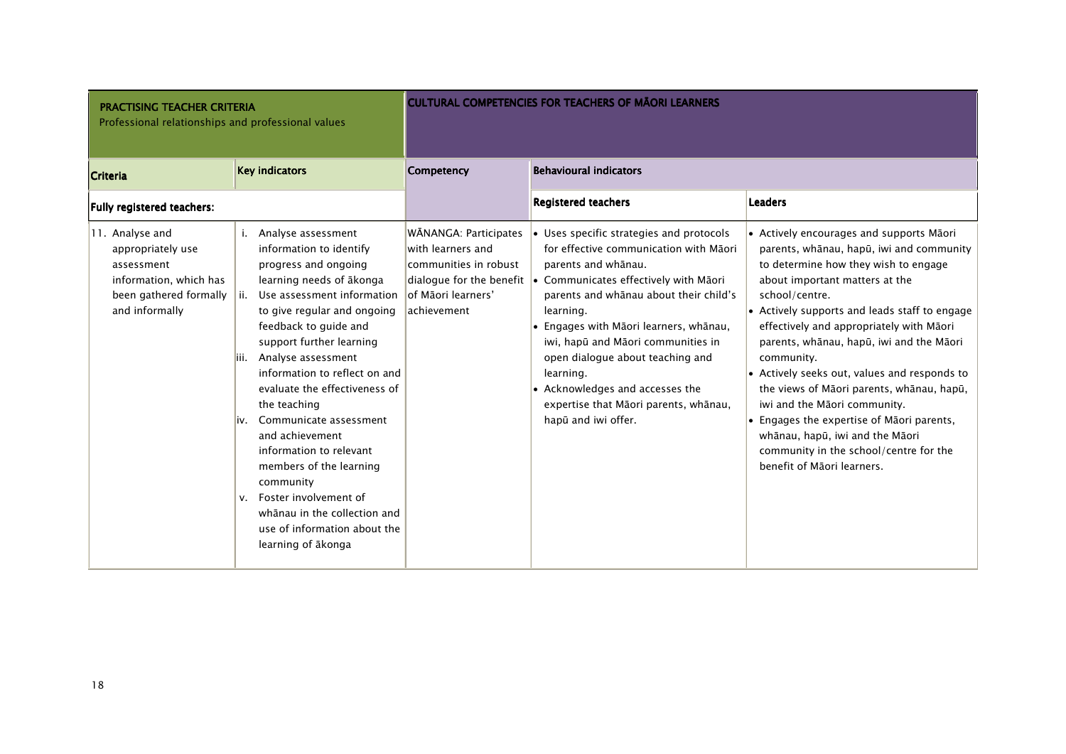| PRACTISING TEACHER CRITERIA<br>Professional relationships and professional values | | CULTURAL COMPETENCIES FOR TEACHERS OF MĀORI LEARNERS | | |
|---|---|---|---|---|
| **Criteria** | **Key indicators** | **Competency** | **Behavioural indicators** | |
| **Fully registered teachers:** | | | **Registered teachers** | **Leaders** |
| 11. Analyse and appropriately use assessment information, which has been gathered formally and informally | i. Analyse assessment information to identify progress and ongoing learning needs of ākonga<br>ii. Use assessment information to give regular and ongoing feedback to guide and support further learning<br>iii. Analyse assessment information to reflect on and evaluate the effectiveness of the teaching<br>iv. Communicate assessment and achievement information to relevant members of the learning community<br>v. Foster involvement of whānau in the collection and use of information about the learning of ākonga | WĀNANGA: Participates with learners and communities in robust dialogue for the benefit of Māori learners' achievement | • Uses specific strategies and protocols for effective communication with Māori parents and whānau.<br>• Communicates effectively with Māori parents and whānau about their child's learning.<br>• Engages with Māori learners, whānau, iwi, hapū and Māori communities in open dialogue about teaching and learning.<br>• Acknowledges and accesses the expertise that Māori parents, whānau, hapū and iwi offer. | • Actively encourages and supports Māori parents, whānau, hapū, iwi and community to determine how they wish to engage about important matters at the school/centre.<br>• Actively supports and leads staff to engage effectively and appropriately with Māori parents, whānau, hapū, iwi and the Māori community.<br>• Actively seeks out, values and responds to the views of Māori parents, whānau, hapū, iwi and the Māori community.<br>• Engages the expertise of Māori parents, whānau, hapū, iwi and the Māori community in the school/centre for the benefit of Māori learners. |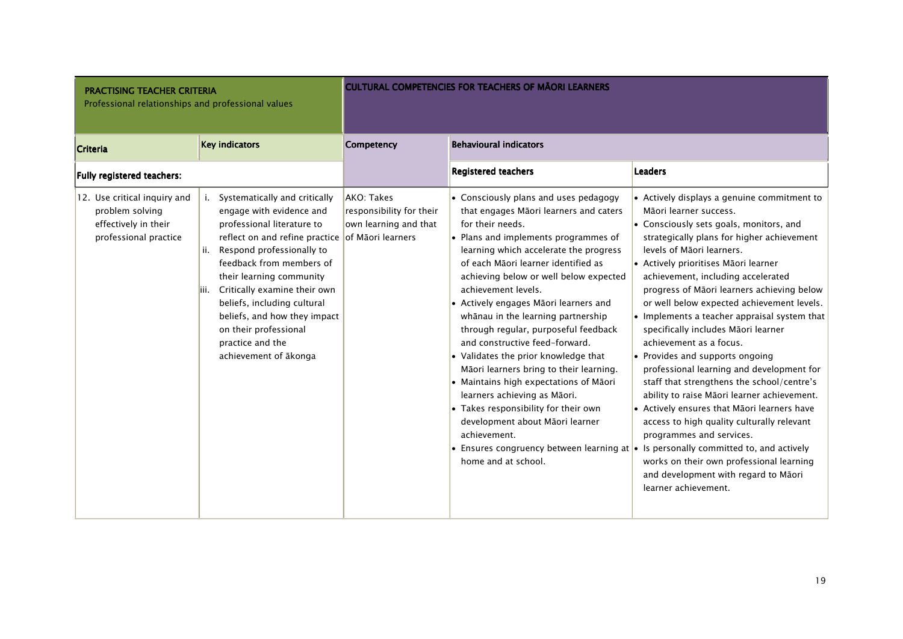| **PRACTISING TEACHER CRITERIA** Professional relationships and professional values | | **CULTURAL COMPETENCIES FOR TEACHERS OF MĀORI LEARNERS** | | |
|---|---|---|---|---|
| **Criteria** | **Key indicators** | **Competency** | **Behavioural indicators** | |
| **Fully registered teachers:** | | | **Registered teachers** | **Leaders** |
| 12. Use critical inquiry and problem solving effectively in their professional practice | i. Systematically and critically engage with evidence and professional literature to reflect on and refine practice<br>ii. Respond professionally to feedback from members of their learning community<br>iii. Critically examine their own beliefs, including cultural beliefs, and how they impact on their professional practice and the achievement of ākonga | AKO: Takes responsibility for their own learning and that of Māori learners | • Consciously plans and uses pedagogy that engages Māori learners and caters for their needs.<br>• Plans and implements programmes of learning which accelerate the progress of each Māori learner identified as achieving below or well below expected achievement levels.<br>• Actively engages Māori learners and whānau in the learning partnership through regular, purposeful feedback and constructive feed-forward.<br>• Validates the prior knowledge that Māori learners bring to their learning.<br>• Maintains high expectations of Māori learners achieving as Māori.<br>• Takes responsibility for their own development about Māori learner achievement.<br>• Ensures congruency between learning at home and at school. | • Actively displays a genuine commitment to Māori learner success.<br>• Consciously sets goals, monitors, and strategically plans for higher achievement levels of Māori learners.<br>• Actively prioritises Māori learner achievement, including accelerated progress of Māori learners achieving below or well below expected achievement levels.<br>• Implements a teacher appraisal system that specifically includes Māori learner achievement as a focus.<br>• Provides and supports ongoing professional learning and development for staff that strengthens the school/centre's ability to raise Māori learner achievement.<br>• Actively ensures that Māori learners have access to high quality culturally relevant programmes and services.<br>• Is personally committed to, and actively works on their own professional learning and development with regard to Māori learner achievement. |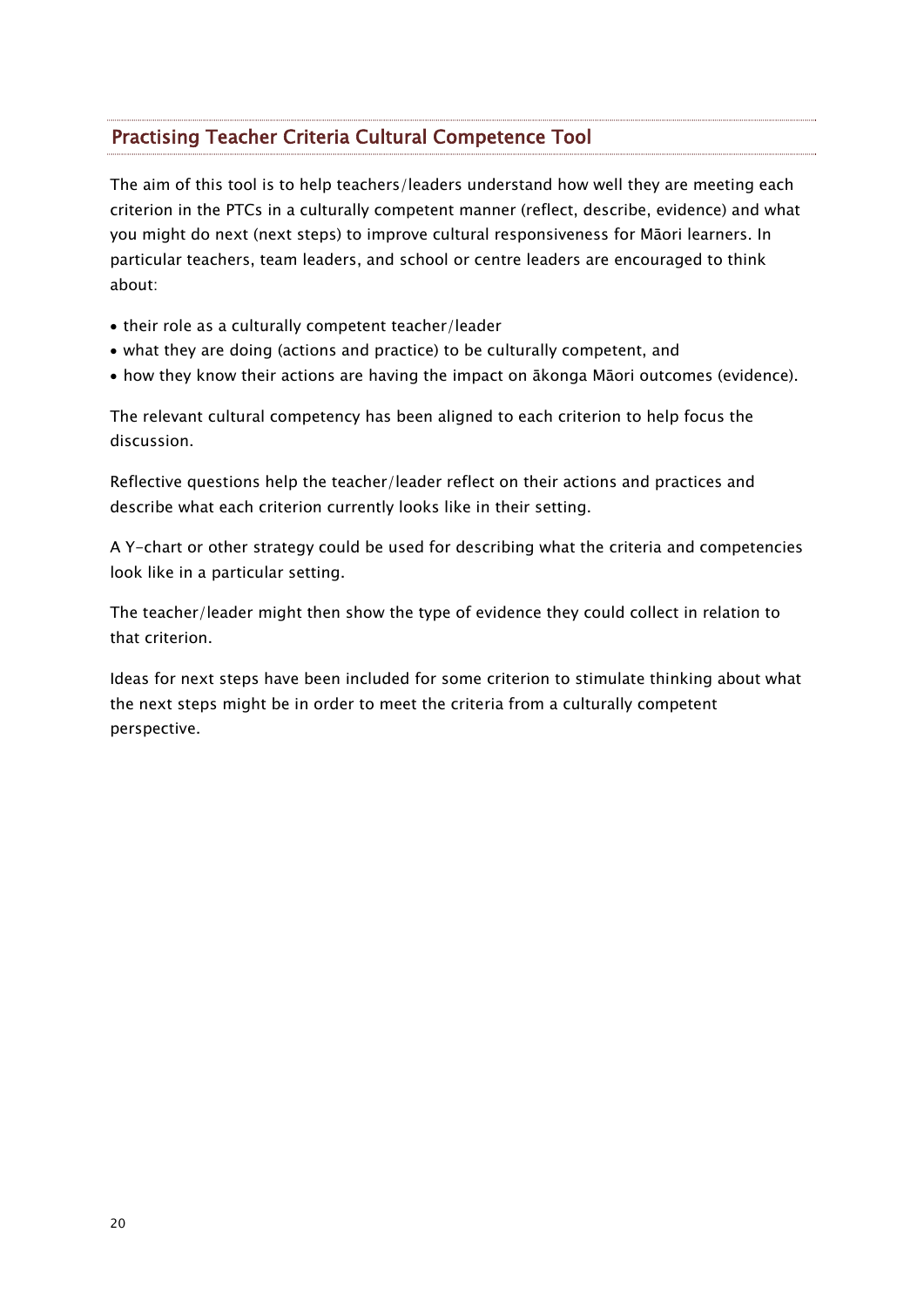## Practising Teacher Criteria Cultural Competence Tool

The aim of this tool is to help teachers/leaders understand how well they are meeting each criterion in the PTCs in a culturally competent manner (reflect, describe, evidence) and what you might do next (next steps) to improve cultural responsiveness for Māori learners. In particular teachers, team leaders, and school or centre leaders are encouraged to think about:

- their role as a culturally competent teacher/leader
- what they are doing (actions and practice) to be culturally competent, and
- how they know their actions are having the impact on ākonga Māori outcomes (evidence).

The relevant cultural competency has been aligned to each criterion to help focus the discussion.

Reflective questions help the teacher/leader reflect on their actions and practices and describe what each criterion currently looks like in their setting.

A Y-chart or other strategy could be used for describing what the criteria and competencies look like in a particular setting.

The teacher/leader might then show the type of evidence they could collect in relation to that criterion.

Ideas for next steps have been included for some criterion to stimulate thinking about what the next steps might be in order to meet the criteria from a culturally competent perspective.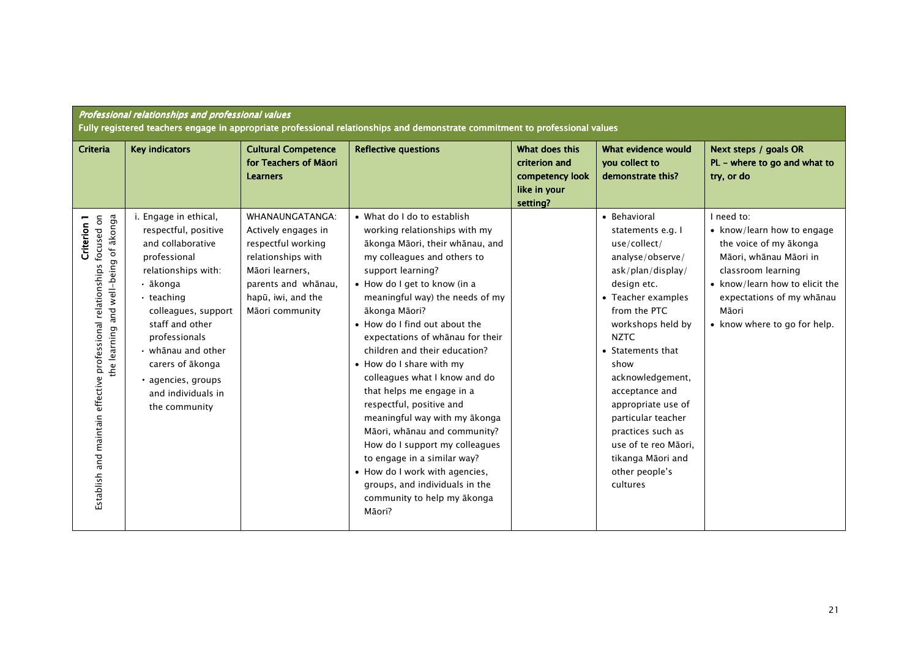| *Professional relationships and professional values*<br>Fully registered teachers engage in appropriate professional relationships and demonstrate commitment to professional values | | | | | | |
|---|---|---|---|---|---|---|
| **Criteria** | **Key indicators** | **Cultural Competence for Teachers of Māori Learners** | **Reflective questions** | **What does this criterion and competency look like in your setting?** | **What evidence would you collect to demonstrate this?** | **Next steps / goals OR PL – where to go and what to try, or do** |
| **Criterion 1**<br>Establish and maintain effective professional relationships focused on the learning and well-being of ākonga | i. Engage in ethical, respectful, positive and collaborative professional relationships with:<br>· ākonga<br>· teaching colleagues, support staff and other professionals<br>· whānau and other carers of ākonga<br>· agencies, groups and individuals in the community | WHANAUNGATANGA: Actively engages in respectful working relationships with Māori learners, parents and whānau, hapū, iwi, and the Māori community | • What do I do to establish working relationships with my ākonga Māori, their whānau, and my colleagues and others to support learning?<br>• How do I get to know (in a meaningful way) the needs of my ākonga Māori?<br>• How do I find out about the expectations of whānau for their children and their education?<br>• How do I share with my colleagues what I know and do that helps me engage in a respectful, positive and meaningful way with my ākonga Māori, whānau and community? How do I support my colleagues to engage in a similar way?<br>• How do I work with agencies, groups, and individuals in the community to help my ākonga Māori? | | • Behavioral statements e.g. I use/collect/analyse/observe/ask/plan/display/design etc.<br>• Teacher examples from the PTC workshops held by NZTC<br>• Statements that show acknowledgement, acceptance and appropriate use of particular teacher practices such as use of te reo Māori, tikanga Māori and other people's cultures | I need to:<br>• know/learn how to engage the voice of my ākonga Māori, whānau Māori in classroom learning<br>• know/learn how to elicit the expectations of my whānau Māori<br>• know where to go for help. |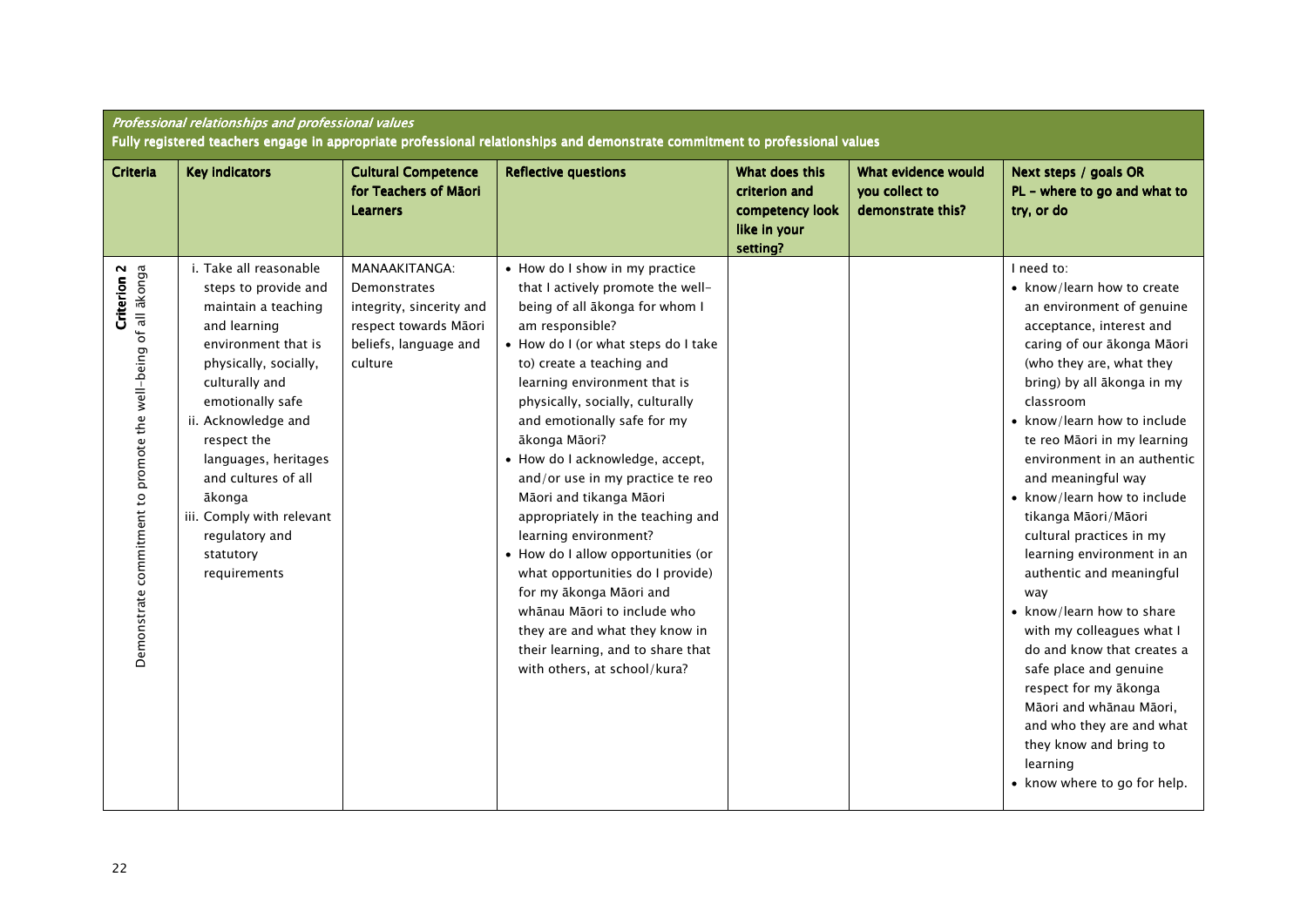*Professional relationships and professional values*

**Fully registered teachers engage in appropriate professional relationships and demonstrate commitment to professional values**

| Criteria | Key indicators | Cultural Competence for Teachers of Māori Learners | Reflective questions | What does this criterion and competency look like in your setting? | What evidence would you collect to demonstrate this? | Next steps / goals OR PL – where to go and what to try, or do |
|---|---|---|---|---|---|---|
| **Criterion 2** Demonstrate commitment to promote the well-being of all ākonga | i. Take all reasonable steps to provide and maintain a teaching and learning environment that is physically, socially, culturally and emotionally safe<br>ii. Acknowledge and respect the languages, heritages and cultures of all ākonga<br>iii. Comply with relevant regulatory and statutory requirements | MANAAKITANGA: Demonstrates integrity, sincerity and respect towards Māori beliefs, language and culture | • How do I show in my practice that I actively promote the well-being of all ākonga for whom I am responsible?<br>• How do I (or what steps do I take to) create a teaching and learning environment that is physically, socially, culturally and emotionally safe for my ākonga Māori?<br>• How do I acknowledge, accept, and/or use in my practice te reo Māori and tikanga Māori appropriately in the teaching and learning environment?<br>• How do I allow opportunities (or what opportunities do I provide) for my ākonga Māori and whānau Māori to include who they are and what they know in their learning, and to share that with others, at school/kura? | | | I need to:<br>• know/learn how to create an environment of genuine acceptance, interest and caring of our ākonga Māori (who they are, what they bring) by all ākonga in my classroom<br>• know/learn how to include te reo Māori in my learning environment in an authentic and meaningful way<br>• know/learn how to include tikanga Māori/Māori cultural practices in my learning environment in an authentic and meaningful way<br>• know/learn how to share with my colleagues what I do and know that creates a safe place and genuine respect for my ākonga Māori and whānau Māori, and who they are and what they know and bring to learning<br>• know where to go for help. |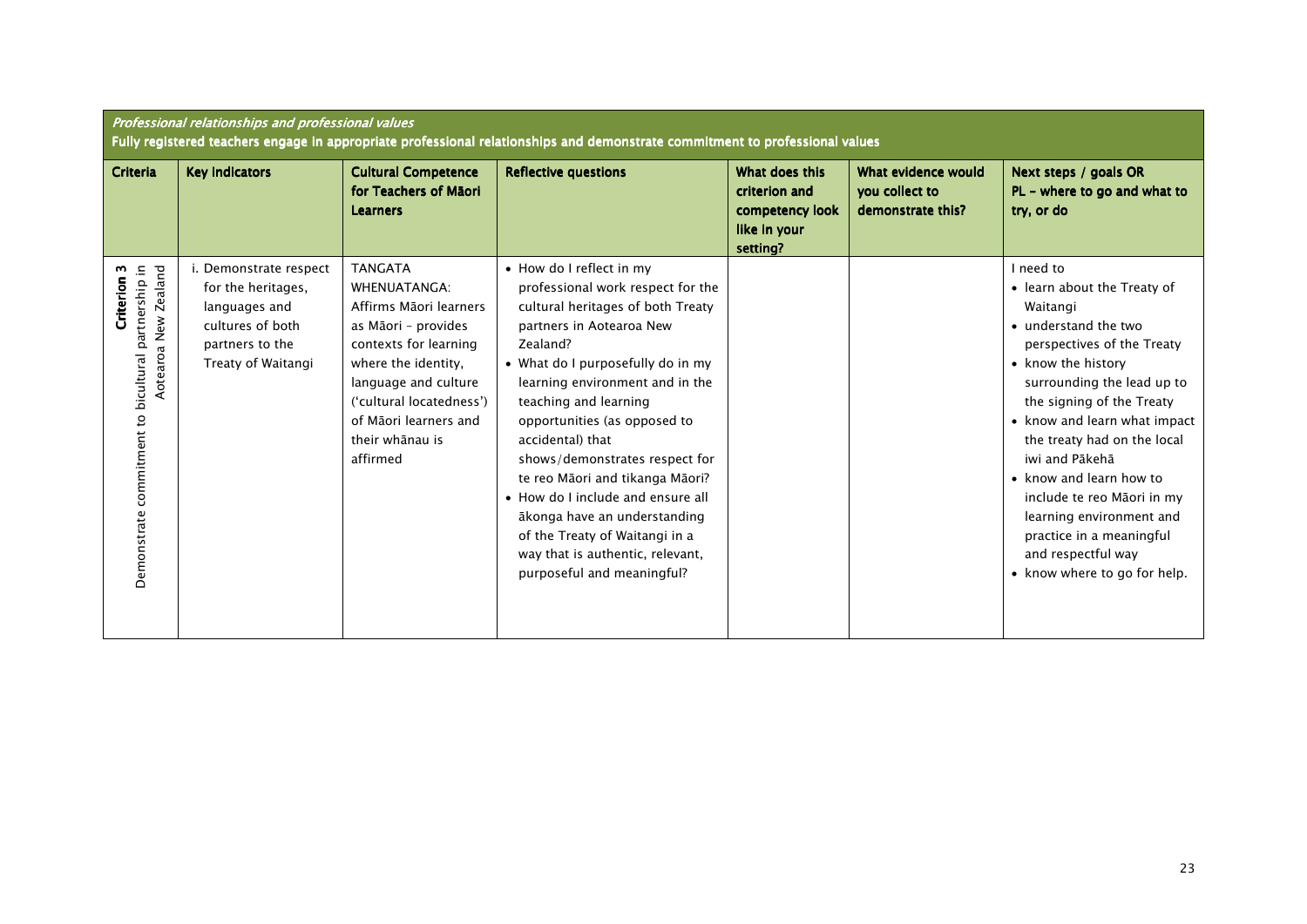*Professional relationships and professional values*

**Fully registered teachers engage in appropriate professional relationships and demonstrate commitment to professional values**

| Criteria | Key Indicators | Cultural Competence for Teachers of Māori Learners | Reflective questions | What does this criterion and competency look like in your setting? | What evidence would you collect to demonstrate this? | Next steps / goals OR PL – where to go and what to try, or do |
|---|---|---|---|---|---|---|
| **Criterion 3** Demonstrate commitment to bicultural partnership in Aotearoa New Zealand | i. Demonstrate respect for the heritages, languages and cultures of both partners to the Treaty of Waitangi | TANGATA WHENUATANGA: Affirms Māori learners as Māori – provides contexts for learning where the identity, language and culture ('cultural locatedness') of Māori learners and their whānau is affirmed | • How do I reflect in my professional work respect for the cultural heritages of both Treaty partners in Aotearoa New Zealand?<br>• What do I purposefully do in my learning environment and in the teaching and learning opportunities (as opposed to accidental) that shows/demonstrates respect for te reo Māori and tikanga Māori?<br>• How do I include and ensure all ākonga have an understanding of the Treaty of Waitangi in a way that is authentic, relevant, purposeful and meaningful? | | | I need to<br>• learn about the Treaty of Waitangi<br>• understand the two perspectives of the Treaty<br>• know the history surrounding the lead up to the signing of the Treaty<br>• know and learn what impact the treaty had on the local iwi and Pākehā<br>• know and learn how to include te reo Māori in my learning environment and practice in a meaningful and respectful way<br>• know where to go for help. |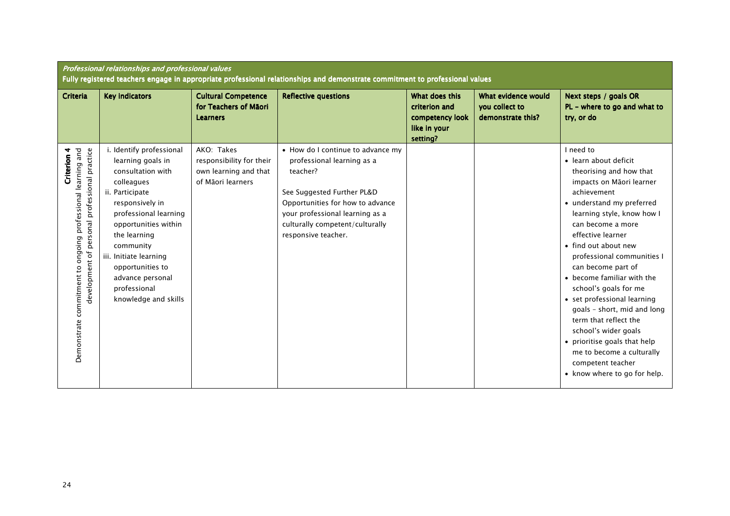*Professional relationships and professional values*

**Fully registered teachers engage in appropriate professional relationships and demonstrate commitment to professional values**

| Criteria | Key Indicators | Cultural Competence for Teachers of Māori Learners | Reflective questions | What does this criterion and competency look like in your setting? | What evidence would you collect to demonstrate this? | Next steps / goals OR PL – where to go and what to try, or do |
|---|---|---|---|---|---|---|
| **Criterion 4** Demonstrate commitment to ongoing professional learning and development of personal professional practice | i. Identify professional learning goals in consultation with colleagues<br>ii. Participate responsively in professional learning opportunities within the learning community<br>iii. Initiate learning opportunities to advance personal professional knowledge and skills | AKO: Takes responsibility for their own learning and that of Māori learners | • How do I continue to advance my professional learning as a teacher?<br><br>See Suggested Further PL&D Opportunities for how to advance your professional learning as a culturally competent/culturally responsive teacher. | | | I need to<br>• learn about deficit theorising and how that impacts on Māori learner achievement<br>• understand my preferred learning style, know how I can become a more effective learner<br>• find out about new professional communities I can become part of<br>• become familiar with the school's goals for me<br>• set professional learning goals – short, mid and long term that reflect the school's wider goals<br>• prioritise goals that help me to become a culturally competent teacher<br>• know where to go for help. |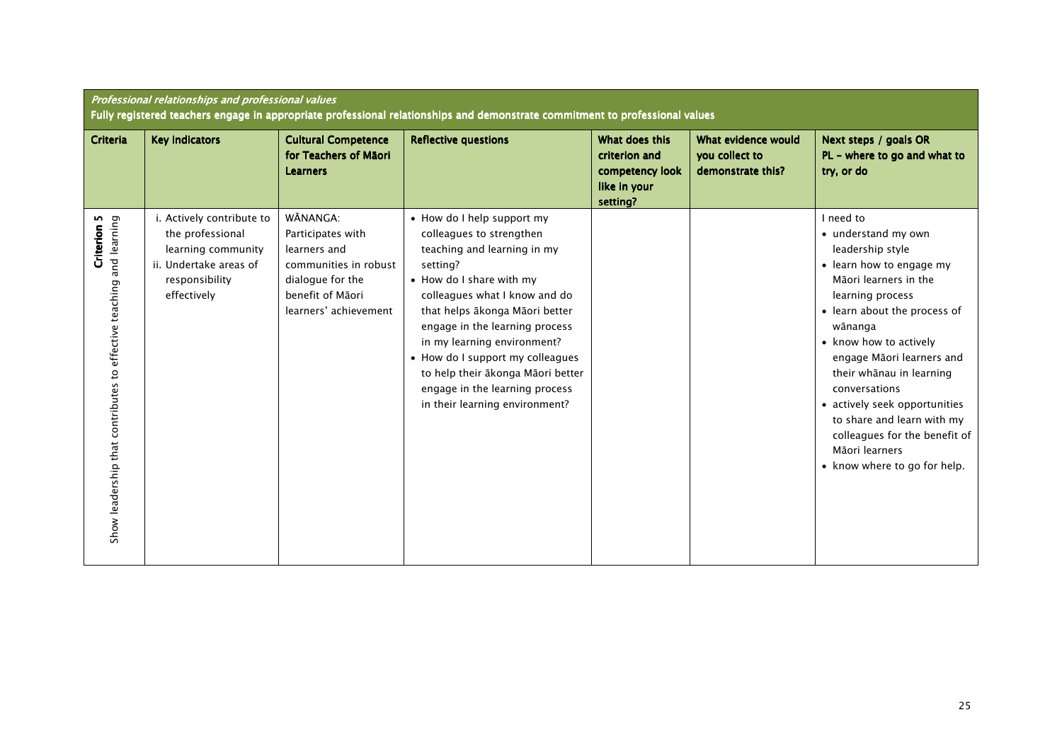| *Professional relationships and professional values*<br>**Fully registered teachers engage in appropriate professional relationships and demonstrate commitment to professional values** | | | | | | |
|---|---|---|---|---|---|---|
| **Criteria** | **Key Indicators** | **Cultural Competence for Teachers of Māori Learners** | **Reflective questions** | **What does this criterion and competency look like in your setting?** | **What evidence would you collect to demonstrate this?** | **Next steps / goals OR PL – where to go and what to try, or do** |
| **Criterion 5**<br>Show leadership that contributes to effective teaching and learning | i. Actively contribute to the professional learning community<br>ii. Undertake areas of responsibility effectively | WĀNANGA:<br>Participates with learners and communities in robust dialogue for the benefit of Māori learners' achievement | • How do I help support my colleagues to strengthen teaching and learning in my setting?<br>• How do I share with my colleagues what I know and do that helps ākonga Māori better engage in the learning process in my learning environment?<br>• How do I support my colleagues to help their ākonga Māori better engage in the learning process in their learning environment? | | | I need to<br>• understand my own leadership style<br>• learn how to engage my Māori learners in the learning process<br>• learn about the process of wānanga<br>• know how to actively engage Māori learners and their whānau in learning conversations<br>• actively seek opportunities to share and learn with my colleagues for the benefit of Māori learners<br>• know where to go for help. |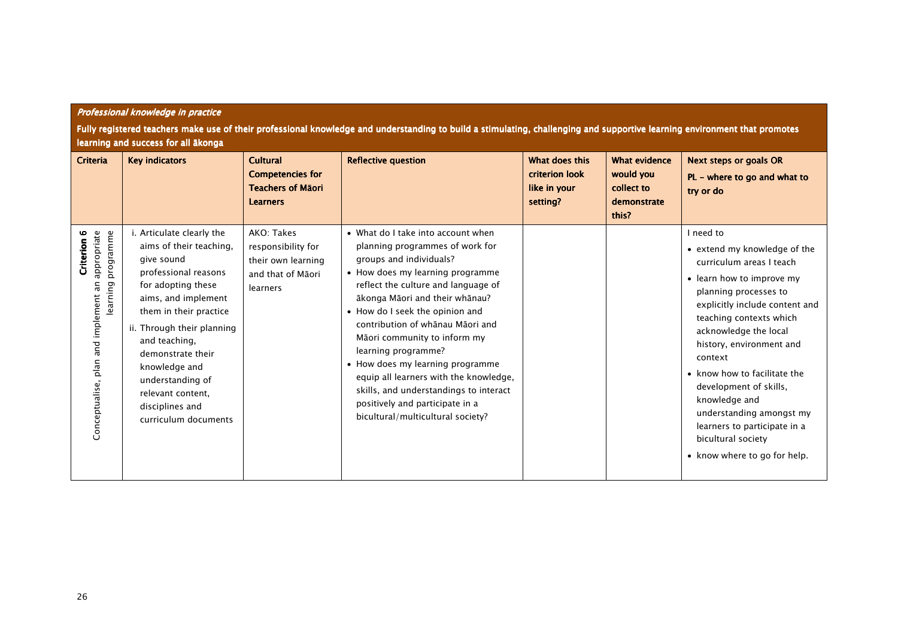***Professional knowledge in practice***

**Fully registered teachers make use of their professional knowledge and understanding to build a stimulating, challenging and supportive learning environment that promotes learning and success for all ākonga**

| Criteria | Key indicators | Cultural Competencies for Teachers of Māori Learners | Reflective question | What does this criterion look like in your setting? | What evidence would you collect to demonstrate this? | Next steps or goals OR PL – where to go and what to try or do |
|---|---|---|---|---|---|---|
| **Criterion 6** Conceptualise, plan and implement an appropriate learning programme | i. Articulate clearly the aims of their teaching, give sound professional reasons for adopting these aims, and implement them in their practice<br>ii. Through their planning and teaching, demonstrate their knowledge and understanding of relevant content, disciplines and curriculum documents | AKO: Takes responsibility for their own learning and that of Māori learners | • What do I take into account when planning programmes of work for groups and individuals?<br>• How does my learning programme reflect the culture and language of ākonga Māori and their whānau?<br>• How do I seek the opinion and contribution of whānau Māori and Māori community to inform my learning programme?<br>• How does my learning programme equip all learners with the knowledge, skills, and understandings to interact positively and participate in a bicultural/multicultural society? | | | I need to<br>• extend my knowledge of the curriculum areas I teach<br>• learn how to improve my planning processes to explicitly include content and teaching contexts which acknowledge the local history, environment and context<br>• know how to facilitate the development of skills, knowledge and understanding amongst my learners to participate in a bicultural society<br>• know where to go for help. |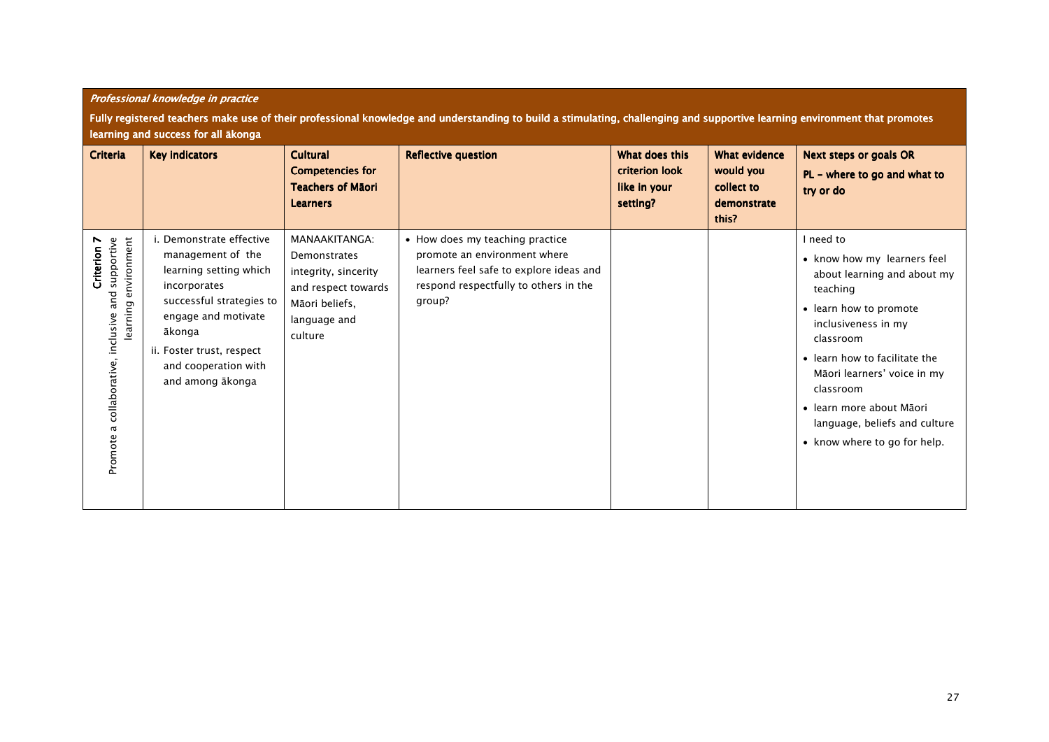*Professional knowledge in practice*

**Fully registered teachers make use of their professional knowledge and understanding to build a stimulating, challenging and supportive learning environment that promotes learning and success for all ākonga**

| Criteria | Key indicators | Cultural Competencies for Teachers of Māori Learners | Reflective question | What does this criterion look like in your setting? | What evidence would you collect to demonstrate this? | Next steps or goals OR PL – where to go and what to try or do |
|---|---|---|---|---|---|---|
| **Criterion 7** Promote a collaborative, inclusive and supportive learning environment | i. Demonstrate effective management of the learning setting which incorporates successful strategies to engage and motivate ākonga<br>ii. Foster trust, respect and cooperation with and among ākonga | MANAAKITANGA: Demonstrates integrity, sincerity and respect towards Māori beliefs, language and culture | • How does my teaching practice promote an environment where learners feel safe to explore ideas and respond respectfully to others in the group? | | | I need to<br>• know how my learners feel about learning and about my teaching<br>• learn how to promote inclusiveness in my classroom<br>• learn how to facilitate the Māori learners' voice in my classroom<br>• learn more about Māori language, beliefs and culture<br>• know where to go for help. |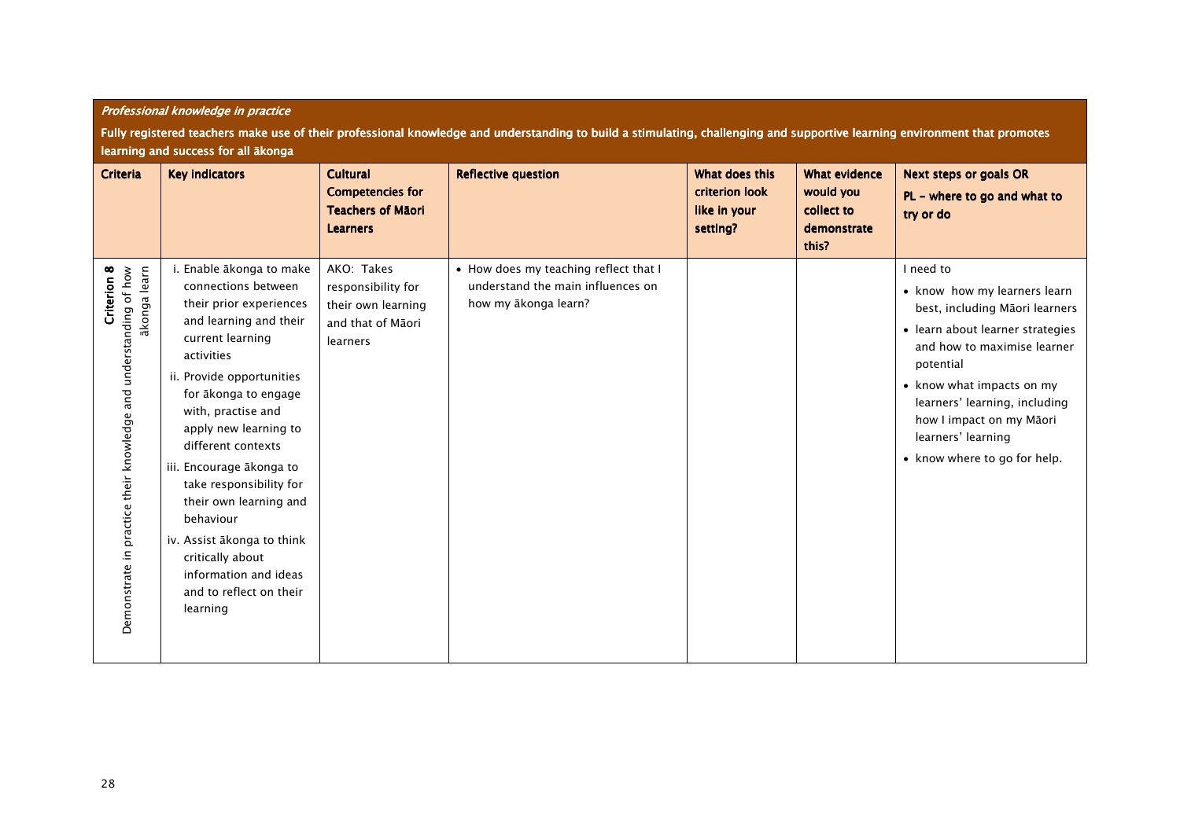*Professional knowledge in practice*

**Fully registered teachers make use of their professional knowledge and understanding to build a stimulating, challenging and supportive learning environment that promotes learning and success for all ākonga**

| Criteria | Key indicators | Cultural Competencies for Teachers of Māori Learners | Reflective question | What does this criterion look like in your setting? | What evidence would you collect to demonstrate this? | Next steps or goals OR PL – where to go and what to try or do |
|---|---|---|---|---|---|---|
| **Criterion 8** Demonstrate in practice their knowledge and understanding of how ākonga learn | i. Enable ākonga to make connections between their prior experiences and learning and their current learning activities<br>ii. Provide opportunities for ākonga to engage with, practise and apply new learning to different contexts<br>iii. Encourage ākonga to take responsibility for their own learning and behaviour<br>iv. Assist ākonga to think critically about information and ideas and to reflect on their learning | AKO: Takes responsibility for their own learning and that of Māori learners | • How does my teaching reflect that I understand the main influences on how my ākonga learn? | | | I need to<br>• know how my learners learn best, including Māori learners<br>• learn about learner strategies and how to maximise learner potential<br>• know what impacts on my learners' learning, including how I impact on my Māori learners' learning<br>• know where to go for help. |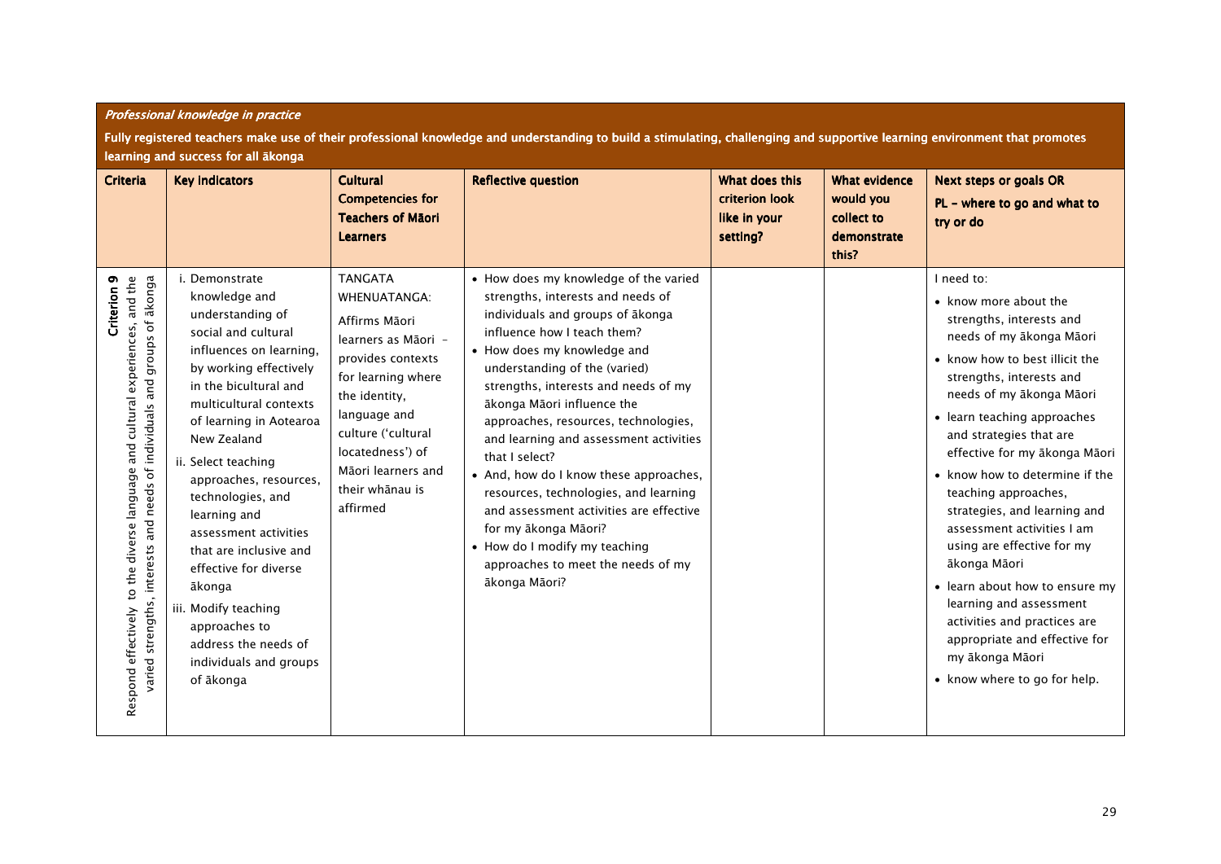*Professional knowledge in practice*

**Fully registered teachers make use of their professional knowledge and understanding to build a stimulating, challenging and supportive learning environment that promotes learning and success for all ākonga**

| Criteria | Key indicators | Cultural Competencies for Teachers of Māori Learners | Reflective question | What does this criterion look like in your setting? | What evidence would you collect to demonstrate this? | Next steps or goals OR PL – where to go and what to try or do |
|---|---|---|---|---|---|---|
| **Criterion 9** Respond effectively to the diverse language and cultural experiences, and the varied strengths, interests and needs of individuals and groups of ākonga | i. Demonstrate knowledge and understanding of social and cultural influences on learning, by working effectively in the bicultural and multicultural contexts of learning in Aotearoa New Zealand<br>ii. Select teaching approaches, resources, technologies, and learning and assessment activities that are inclusive and effective for diverse ākonga<br>iii. Modify teaching approaches to address the needs of individuals and groups of ākonga | TANGATA WHENUATANGA:<br>Affirms Māori learners as Māori – provides contexts for learning where the identity, language and culture ('cultural locatedness') of Māori learners and their whānau is affirmed | • How does my knowledge of the varied strengths, interests and needs of individuals and groups of ākonga influence how I teach them?<br>• How does my knowledge and understanding of the (varied) strengths, interests and needs of my ākonga Māori influence the approaches, resources, technologies, and learning and assessment activities that I select?<br>• And, how do I know these approaches, resources, technologies, and learning and assessment activities are effective for my ākonga Māori?<br>• How do I modify my teaching approaches to meet the needs of my ākonga Māori? | | | I need to:<br>• know more about the strengths, interests and needs of my ākonga Māori<br>• know how to best illicit the strengths, interests and needs of my ākonga Māori<br>• learn teaching approaches and strategies that are effective for my ākonga Māori<br>• know how to determine if the teaching approaches, strategies, and learning and assessment activities I am using are effective for my ākonga Māori<br>• learn about how to ensure my learning and assessment activities and practices are appropriate and effective for my ākonga Māori<br>• know where to go for help. |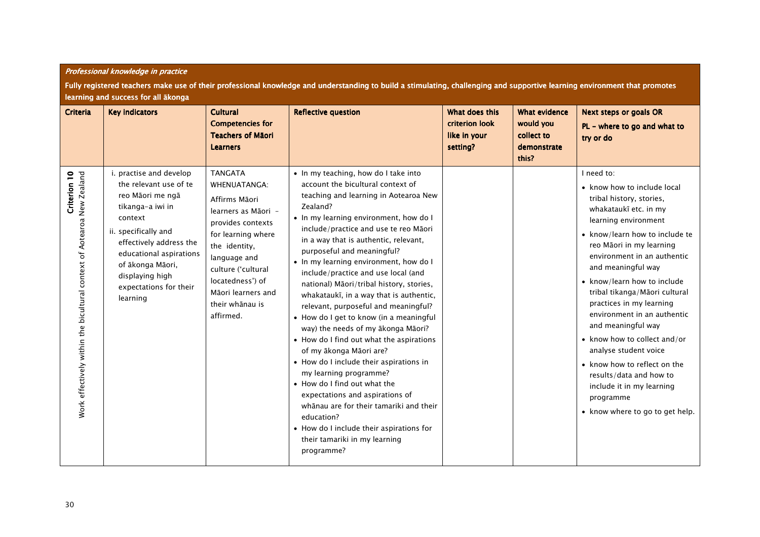*Professional knowledge in practice*

**Fully registered teachers make use of their professional knowledge and understanding to build a stimulating, challenging and supportive learning environment that promotes learning and success for all ākonga**

| Criteria | Key indicators | Cultural Competencies for Teachers of Māori Learners | Reflective question | What does this criterion look like in your setting? | What evidence would you collect to demonstrate this? | Next steps or goals OR PL – where to go and what to try or do |
|---|---|---|---|---|---|---|
| **Criterion 10** Work effectively within the bicultural context of Aotearoa New Zealand | i. practise and develop the relevant use of te reo Māori me ngā tikanga-a iwi in context<br>ii. specifically and effectively address the educational aspirations of ākonga Māori, displaying high expectations for their learning | TANGATA WHENUATANGA:<br>Affirms Māori learners as Māori - provides contexts for learning where the identity, language and culture ('cultural locatedness') of Māori learners and their whānau is affirmed. | • In my teaching, how do I take into account the bicultural context of teaching and learning in Aotearoa New Zealand?<br>• In my learning environment, how do I include/practice and use te reo Māori in a way that is authentic, relevant, purposeful and meaningful?<br>• In my learning environment, how do I include/practice and use local (and national) Māori/tribal history, stories, whakataukī, in a way that is authentic, relevant, purposeful and meaningful?<br>• How do I get to know (in a meaningful way) the needs of my ākonga Māori?<br>• How do I find out what the aspirations of my ākonga Māori are?<br>• How do I include their aspirations in my learning programme?<br>• How do I find out what the expectations and aspirations of whānau are for their tamariki and their education?<br>• How do I include their aspirations for their tamariki in my learning programme? | | | I need to:<br>• know how to include local tribal history, stories, whakataukī etc. in my learning environment<br>• know/learn how to include te reo Māori in my learning environment in an authentic and meaningful way<br>• know/learn how to include tribal tikanga/Māori cultural practices in my learning environment in an authentic and meaningful way<br>• know how to collect and/or analyse student voice<br>• know how to reflect on the results/data and how to include it in my learning programme<br>• know where to go to get help. |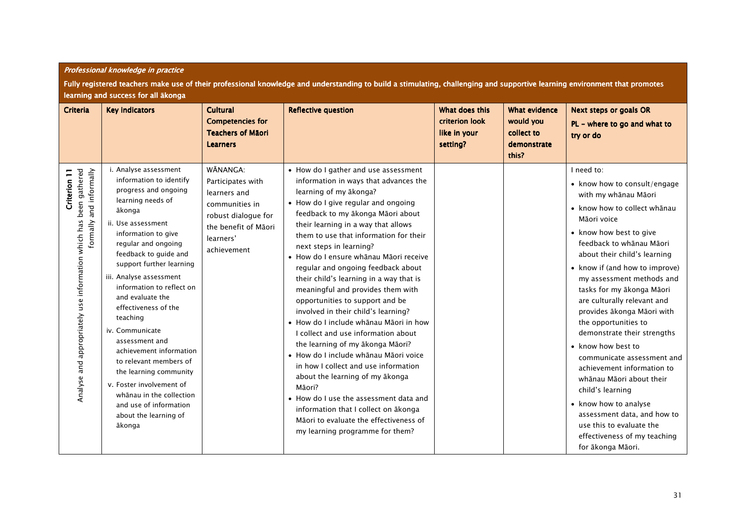***Professional knowledge in practice***

**Fully registered teachers make use of their professional knowledge and understanding to build a stimulating, challenging and supportive learning environment that promotes learning and success for all ākonga**

| Criteria | Key indicators | Cultural Competencies for Teachers of Māori Learners | Reflective question | What does this criterion look like in your setting? | What evidence would you collect to demonstrate this? | Next steps or goals OR PL – where to go and what to try or do |
|---|---|---|---|---|---|---|
| **Criterion 11** Analyse and appropriately use information which has been gathered formally and informally | i. Analyse assessment information to identify progress and ongoing learning needs of ākonga<br>ii. Use assessment information to give regular and ongoing feedback to guide and support further learning<br>iii. Analyse assessment information to reflect on and evaluate the effectiveness of the teaching<br>iv. Communicate assessment and achievement information to relevant members of the learning community<br>v. Foster involvement of whānau in the collection and use of information about the learning of ākonga | WĀNANGA: Participates with learners and communities in robust dialogue for the benefit of Māori learners' achievement | • How do I gather and use assessment information in ways that advances the learning of my ākonga?<br>• How do I give regular and ongoing feedback to my ākonga Māori about their learning in a way that allows them to use that information for their next steps in learning?<br>• How do I ensure whānau Māori receive regular and ongoing feedback about their child's learning in a way that is meaningful and provides them with opportunities to support and be involved in their child's learning?<br>• How do I include whānau Māori in how I collect and use information about the learning of my ākonga Māori?<br>• How do I include whānau Māori voice in how I collect and use information about the learning of my ākonga Māori?<br>• How do I use the assessment data and information that I collect on ākonga Māori to evaluate the effectiveness of my learning programme for them? | | | I need to:<br>• know how to consult/engage with my whānau Māori<br>• know how to collect whānau Māori voice<br>• know how best to give feedback to whānau Māori about their child's learning<br>• know if (and how to improve) my assessment methods and tasks for my ākonga Māori are culturally relevant and provides ākonga Māori with the opportunities to demonstrate their strengths<br>• know how best to communicate assessment and achievement information to whānau Māori about their child's learning<br>• know how to analyse assessment data, and how to use this to evaluate the effectiveness of my teaching for ākonga Māori. |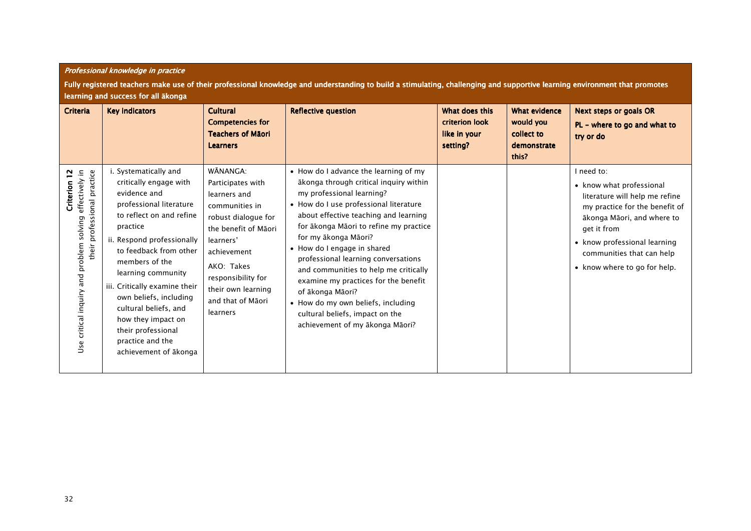*Professional knowledge in practice*

**Fully registered teachers make use of their professional knowledge and understanding to build a stimulating, challenging and supportive learning environment that promotes learning and success for all ākonga**

| Criteria | Key indicators | Cultural Competencies for Teachers of Māori Learners | Reflective question | What does this criterion look like in your setting? | What evidence would you collect to demonstrate this? | Next steps or goals OR PL – where to go and what to try or do |
|---|---|---|---|---|---|---|
| **Criterion 12** Use critical inquiry and problem solving effectively in their professional practice | i. Systematically and critically engage with evidence and professional literature to reflect on and refine practice<br>ii. Respond professionally to feedback from other members of the learning community<br>iii. Critically examine their own beliefs, including cultural beliefs, and how they impact on their professional practice and the achievement of ākonga | WĀNANGA: Participates with learners and communities in robust dialogue for the benefit of Māori learners' achievement<br>AKO: Takes responsibility for their own learning and that of Māori learners | • How do I advance the learning of my ākonga through critical inquiry within my professional learning?<br>• How do I use professional literature about effective teaching and learning for ākonga Māori to refine my practice for my ākonga Māori?<br>• How do I engage in shared professional learning conversations and communities to help me critically examine my practices for the benefit of ākonga Māori?<br>• How do my own beliefs, including cultural beliefs, impact on the achievement of my ākonga Māori? | | | I need to:<br>• know what professional literature will help me refine my practice for the benefit of ākonga Māori, and where to get it from<br>• know professional learning communities that can help<br>• know where to go for help. |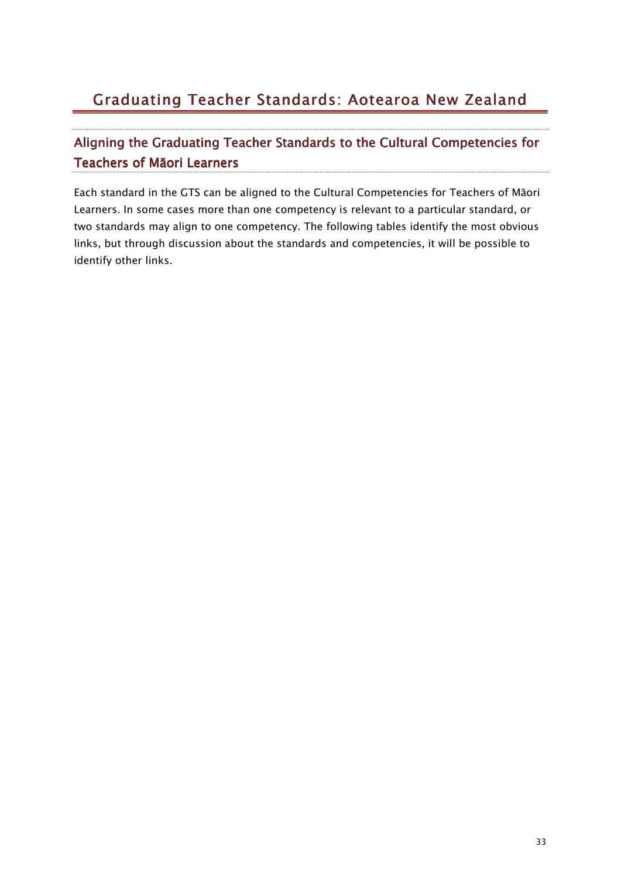# Graduating Teacher Standards: Aotearoa New Zealand

## Aligning the Graduating Teacher Standards to the Cultural Competencies for Teachers of Māori Learners

Each standard in the GTS can be aligned to the Cultural Competencies for Teachers of Māori Learners. In some cases more than one competency is relevant to a particular standard, or two standards may align to one competency. The following tables identify the most obvious links, but through discussion about the standards and competencies, it will be possible to identify other links.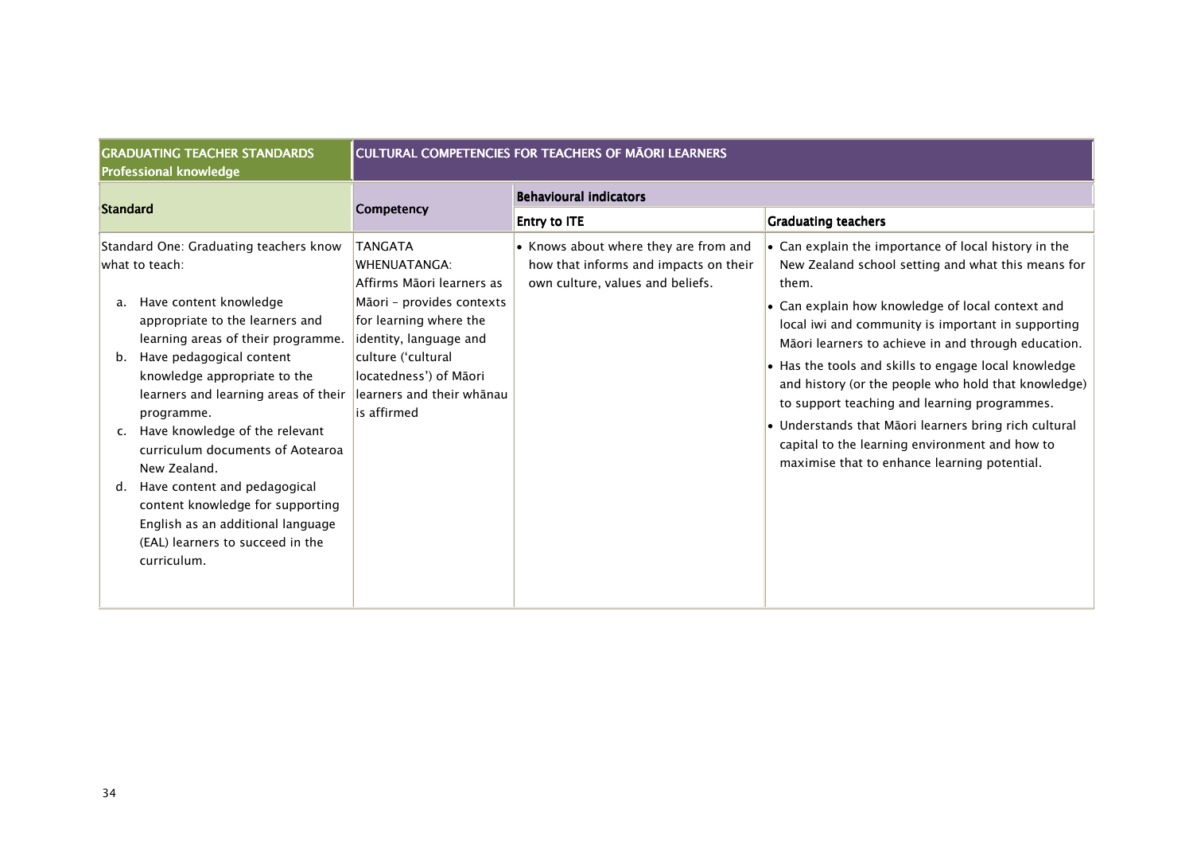| GRADUATING TEACHER STANDARDS<br>Professional knowledge | CULTURAL COMPETENCIES FOR TEACHERS OF MĀORI LEARNERS | | |
|---|---|---|---|
| Standard | Competency | Behavioural indicators | |
| | | Entry to ITE | Graduating teachers |
| Standard One: Graduating teachers know what to teach:<br><br>a. Have content knowledge appropriate to the learners and learning areas of their programme.<br>b. Have pedagogical content knowledge appropriate to the learners and learning areas of their programme.<br>c. Have knowledge of the relevant curriculum documents of Aotearoa New Zealand.<br>d. Have content and pedagogical content knowledge for supporting English as an additional language (EAL) learners to succeed in the curriculum. | TANGATA WHENUATANGA: Affirms Māori learners as Māori – provides contexts for learning where the identity, language and culture ('cultural locatedness') of Māori learners and their whānau is affirmed | • Knows about where they are from and how that informs and impacts on their own culture, values and beliefs. | • Can explain the importance of local history in the New Zealand school setting and what this means for them.<br>• Can explain how knowledge of local context and local iwi and community is important in supporting Māori learners to achieve in and through education.<br>• Has the tools and skills to engage local knowledge and history (or the people who hold that knowledge) to support teaching and learning programmes.<br>• Understands that Māori learners bring rich cultural capital to the learning environment and how to maximise that to enhance learning potential. |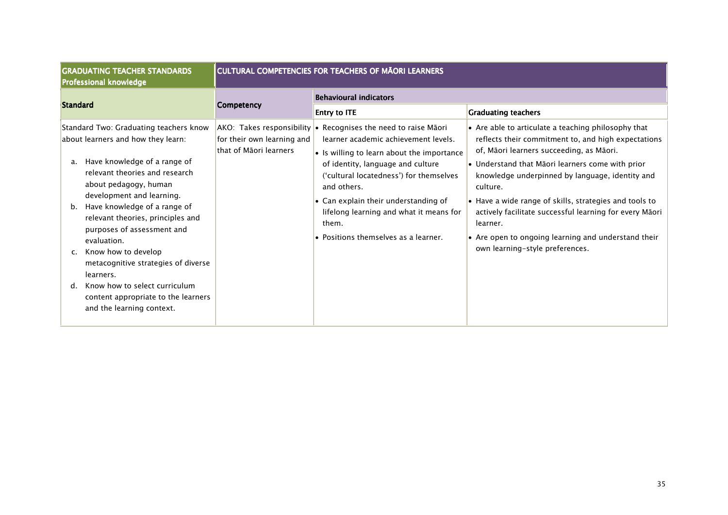| GRADUATING TEACHER STANDARDS<br>Professional knowledge | CULTURAL COMPETENCIES FOR TEACHERS OF MĀORI LEARNERS | | |
|---|---|---|---|
| **Standard** | **Competency** | **Behavioural indicators** | |
| | | **Entry to ITE** | **Graduating teachers** |
| Standard Two: Graduating teachers know about learners and how they learn:<br><br>a. Have knowledge of a range of relevant theories and research about pedagogy, human development and learning.<br>b. Have knowledge of a range of relevant theories, principles and purposes of assessment and evaluation.<br>c. Know how to develop metacognitive strategies of diverse learners.<br>d. Know how to select curriculum content appropriate to the learners and the learning context. | AKO: Takes responsibility for their own learning and that of Māori learners | • Recognises the need to raise Māori learner academic achievement levels.<br>• Is willing to learn about the importance of identity, language and culture ('cultural locatedness') for themselves and others.<br>• Can explain their understanding of lifelong learning and what it means for them.<br>• Positions themselves as a learner. | • Are able to articulate a teaching philosophy that reflects their commitment to, and high expectations of, Māori learners succeeding, as Māori.<br>• Understand that Māori learners come with prior knowledge underpinned by language, identity and culture.<br>• Have a wide range of skills, strategies and tools to actively facilitate successful learning for every Māori learner.<br>• Are open to ongoing learning and understand their own learning-style preferences. |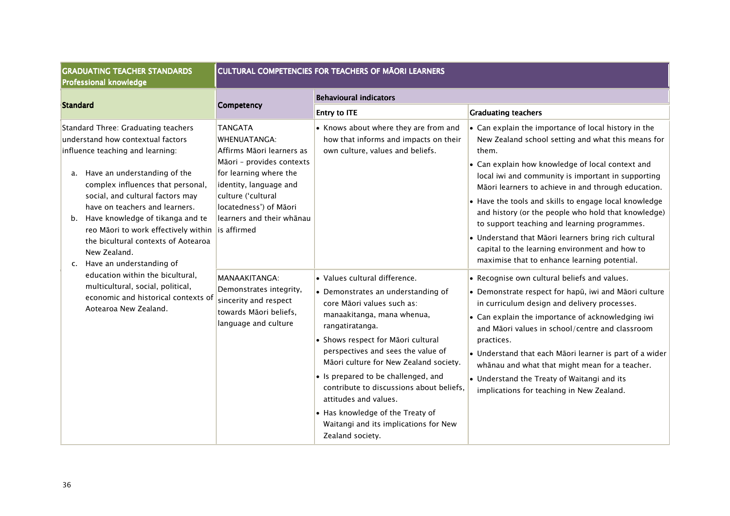| GRADUATING TEACHER STANDARDS Professional knowledge | CULTURAL COMPETENCIES FOR TEACHERS OF MĀORI LEARNERS | | |
|---|---|---|---|
| **Standard** | **Competency** | **Behavioural indicators** | |
| | | **Entry to ITE** | **Graduating teachers** |
| Standard Three: Graduating teachers understand how contextual factors influence teaching and learning:<br><br>a. Have an understanding of the complex influences that personal, social, and cultural factors may have on teachers and learners.<br>b. Have knowledge of tikanga and te reo Māori to work effectively within the bicultural contexts of Aotearoa New Zealand.<br>c. Have an understanding of education within the bicultural, multicultural, social, political, economic and historical contexts of Aotearoa New Zealand. | TANGATA WHENUATANGA: Affirms Māori learners as Māori – provides contexts for learning where the identity, language and culture ('cultural locatedness') of Māori learners and their whānau is affirmed | • Knows about where they are from and how that informs and impacts on their own culture, values and beliefs. | • Can explain the importance of local history in the New Zealand school setting and what this means for them.<br>• Can explain how knowledge of local context and local iwi and community is important in supporting Māori learners to achieve in and through education.<br>• Have the tools and skills to engage local knowledge and history (or the people who hold that knowledge) to support teaching and learning programmes.<br>• Understand that Māori learners bring rich cultural capital to the learning environment and how to maximise that to enhance learning potential. |
| | MANAAKITANGA: Demonstrates integrity, sincerity and respect towards Māori beliefs, language and culture | • Values cultural difference.<br>• Demonstrates an understanding of core Māori values such as: manaakitanga, mana whenua, rangatiratanga.<br>• Shows respect for Māori cultural perspectives and sees the value of Māori culture for New Zealand society.<br>• Is prepared to be challenged, and contribute to discussions about beliefs, attitudes and values.<br>• Has knowledge of the Treaty of Waitangi and its implications for New Zealand society. | • Recognise own cultural beliefs and values.<br>• Demonstrate respect for hapū, iwi and Māori culture in curriculum design and delivery processes.<br>• Can explain the importance of acknowledging iwi and Māori values in school/centre and classroom practices.<br>• Understand that each Māori learner is part of a wider whānau and what that might mean for a teacher.<br>• Understand the Treaty of Waitangi and its implications for teaching in New Zealand. |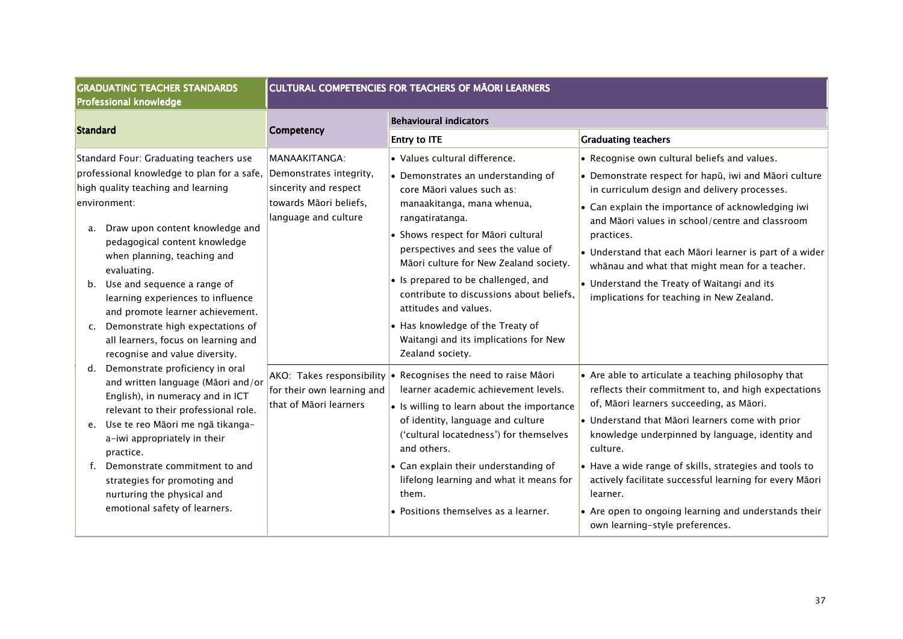| GRADUATING TEACHER STANDARDS Professional knowledge | CULTURAL COMPETENCIES FOR TEACHERS OF MĀORI LEARNERS | | |
|---|---|---|---|
| **Standard** | **Competency** | **Behavioural indicators** | |
| | | **Entry to ITE** | **Graduating teachers** |
| Standard Four: Graduating teachers use professional knowledge to plan for a safe, high quality teaching and learning environment:<br>a. Draw upon content knowledge and pedagogical content knowledge when planning, teaching and evaluating.<br>b. Use and sequence a range of learning experiences to influence and promote learner achievement.<br>c. Demonstrate high expectations of all learners, focus on learning and recognise and value diversity.<br>d. Demonstrate proficiency in oral and written language (Māori and/or English), in numeracy and in ICT relevant to their professional role.<br>e. Use te reo Māori me ngā tikanga-a-iwi appropriately in their practice.<br>f. Demonstrate commitment to and strategies for promoting and nurturing the physical and emotional safety of learners. | MANAAKITANGA: Demonstrates integrity, sincerity and respect towards Māori beliefs, language and culture | • Values cultural difference.<br>• Demonstrates an understanding of core Māori values such as: manaakitanga, mana whenua, rangatiratanga.<br>• Shows respect for Māori cultural perspectives and sees the value of Māori culture for New Zealand society.<br>• Is prepared to be challenged, and contribute to discussions about beliefs, attitudes and values.<br>• Has knowledge of the Treaty of Waitangi and its implications for New Zealand society. | • Recognise own cultural beliefs and values.<br>• Demonstrate respect for hapū, iwi and Māori culture in curriculum design and delivery processes.<br>• Can explain the importance of acknowledging iwi and Māori values in school/centre and classroom practices.<br>• Understand that each Māori learner is part of a wider whānau and what that might mean for a teacher.<br>• Understand the Treaty of Waitangi and its implications for teaching in New Zealand. |
| | AKO: Takes responsibility for their own learning and that of Māori learners | • Recognises the need to raise Māori learner academic achievement levels.<br>• Is willing to learn about the importance of identity, language and culture ('cultural locatedness') for themselves and others.<br>• Can explain their understanding of lifelong learning and what it means for them.<br>• Positions themselves as a learner. | • Are able to articulate a teaching philosophy that reflects their commitment to, and high expectations of, Māori learners succeeding, as Māori.<br>• Understand that Māori learners come with prior knowledge underpinned by language, identity and culture.<br>• Have a wide range of skills, strategies and tools to actively facilitate successful learning for every Māori learner.<br>• Are open to ongoing learning and understands their own learning-style preferences. |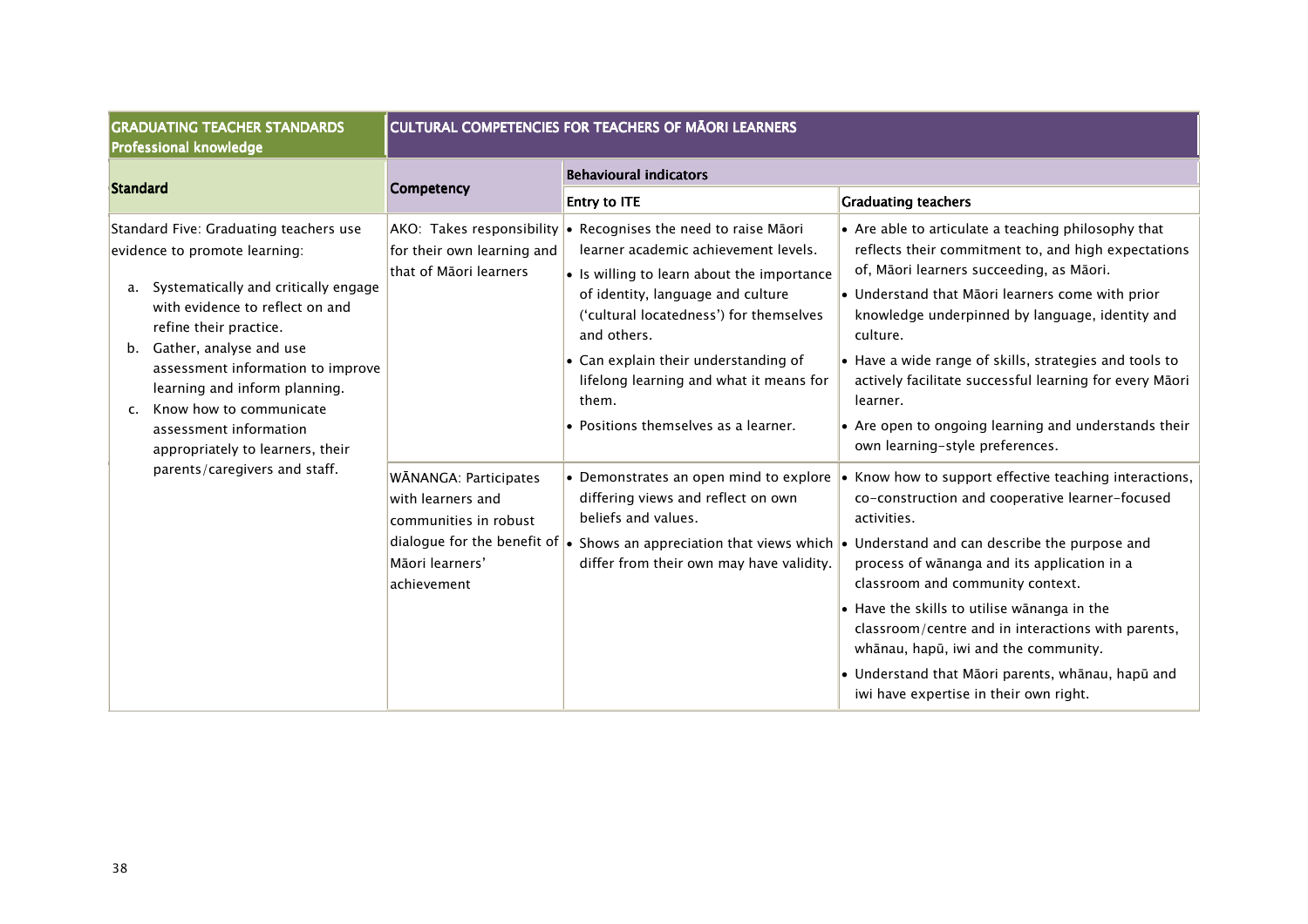| GRADUATING TEACHER STANDARDS<br>Professional knowledge | CULTURAL COMPETENCIES FOR TEACHERS OF MĀORI LEARNERS | | |
|---|---|---|---|
| **Standard** | **Competency** | **Behavioural indicators** | |
| | | **Entry to ITE** | **Graduating teachers** |
| Standard Five: Graduating teachers use evidence to promote learning:<br>a. Systematically and critically engage with evidence to reflect on and refine their practice.<br>b. Gather, analyse and use assessment information to improve learning and inform planning.<br>c. Know how to communicate assessment information appropriately to learners, their parents/caregivers and staff. | AKO: Takes responsibility for their own learning and that of Māori learners | • Recognises the need to raise Māori learner academic achievement levels.<br>• Is willing to learn about the importance of identity, language and culture ('cultural locatedness') for themselves and others.<br>• Can explain their understanding of lifelong learning and what it means for them.<br>• Positions themselves as a learner. | • Are able to articulate a teaching philosophy that reflects their commitment to, and high expectations of, Māori learners succeeding, as Māori.<br>• Understand that Māori learners come with prior knowledge underpinned by language, identity and culture.<br>• Have a wide range of skills, strategies and tools to actively facilitate successful learning for every Māori learner.<br>• Are open to ongoing learning and understands their own learning-style preferences. |
| | WĀNANGA: Participates with learners and communities in robust dialogue for the benefit of Māori learners' achievement | • Demonstrates an open mind to explore differing views and reflect on own beliefs and values.<br>• Shows an appreciation that views which differ from their own may have validity. | • Know how to support effective teaching interactions, co-construction and cooperative learner-focused activities.<br>• Understand and can describe the purpose and process of wānanga and its application in a classroom and community context.<br>• Have the skills to utilise wānanga in the classroom/centre and in interactions with parents, whānau, hapū, iwi and the community.<br>• Understand that Māori parents, whānau, hapū and iwi have expertise in their own right. |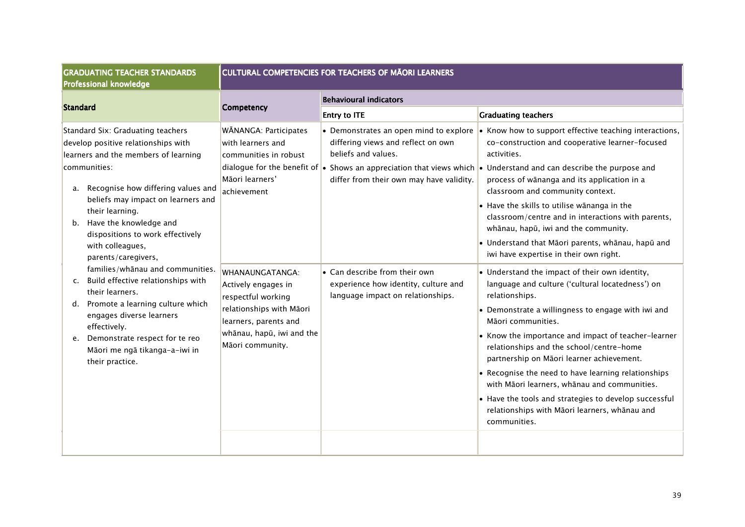| GRADUATING TEACHER STANDARDS<br>Professional knowledge | CULTURAL COMPETENCIES FOR TEACHERS OF MĀORI LEARNERS | | |
|---|---|---|---|
| **Standard** | **Competency** | **Behavioural indicators** | |
| | | **Entry to ITE** | **Graduating teachers** |
| Standard Six: Graduating teachers develop positive relationships with learners and the members of learning communities:<br>a. Recognise how differing values and beliefs may impact on learners and their learning.<br>b. Have the knowledge and dispositions to work effectively with colleagues, parents/caregivers, families/whānau and communities.<br>c. Build effective relationships with their learners.<br>d. Promote a learning culture which engages diverse learners effectively.<br>e. Demonstrate respect for te reo Māori me ngā tikanga-a-iwi in their practice. | WĀNANGA: Participates with learners and communities in robust dialogue for the benefit of Māori learners' achievement | • Demonstrates an open mind to explore differing views and reflect on own beliefs and values.<br>• Shows an appreciation that views which differ from their own may have validity. | • Know how to support effective teaching interactions, co-construction and cooperative learner-focused activities.<br>• Understand and can describe the purpose and process of wānanga and its application in a classroom and community context.<br>• Have the skills to utilise wānanga in the classroom/centre and in interactions with parents, whānau, hapū, iwi and the community.<br>• Understand that Māori parents, whānau, hapū and iwi have expertise in their own right. |
| | WHANAUNGATANGA: Actively engages in respectful working relationships with Māori learners, parents and whānau, hapū, iwi and the Māori community. | • Can describe from their own experience how identity, culture and language impact on relationships. | • Understand the impact of their own identity, language and culture ('cultural locatedness') on relationships.<br>• Demonstrate a willingness to engage with iwi and Māori communities.<br>• Know the importance and impact of teacher-learner relationships and the school/centre-home partnership on Māori learner achievement.<br>• Recognise the need to have learning relationships with Māori learners, whānau and communities.<br>• Have the tools and strategies to develop successful relationships with Māori learners, whānau and communities. |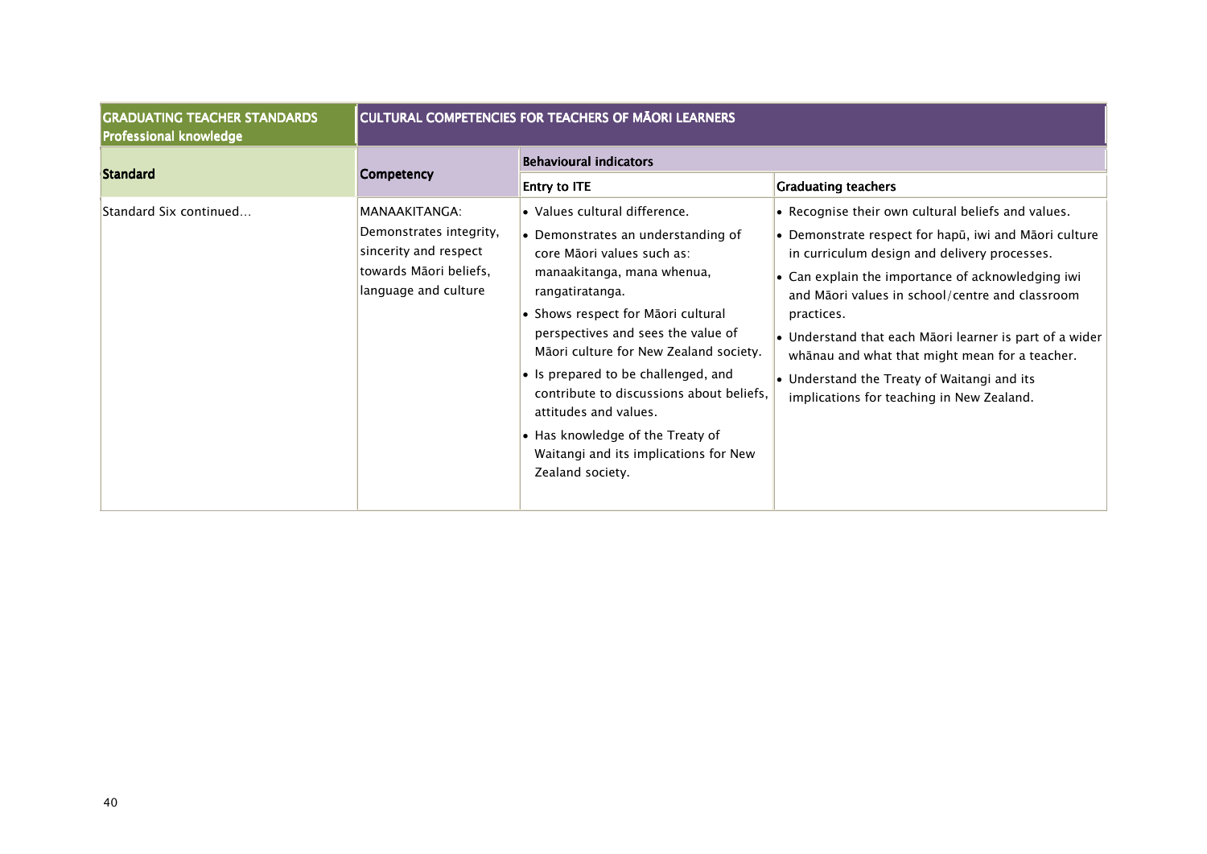| GRADUATING TEACHER STANDARDS Professional knowledge | CULTURAL COMPETENCIES FOR TEACHERS OF MĀORI LEARNERS | | |
|---|---|---|---|
| **Standard** | **Competency** | **Behavioural indicators** | |
| | | **Entry to ITE** | **Graduating teachers** |
| Standard Six continued… | MANAAKITANGA: Demonstrates integrity, sincerity and respect towards Māori beliefs, language and culture | • Values cultural difference.<br>• Demonstrates an understanding of core Māori values such as: manaakitanga, mana whenua, rangatiratanga.<br>• Shows respect for Māori cultural perspectives and sees the value of Māori culture for New Zealand society.<br>• Is prepared to be challenged, and contribute to discussions about beliefs, attitudes and values.<br>• Has knowledge of the Treaty of Waitangi and its implications for New Zealand society. | • Recognise their own cultural beliefs and values.<br>• Demonstrate respect for hapū, iwi and Māori culture in curriculum design and delivery processes.<br>• Can explain the importance of acknowledging iwi and Māori values in school/centre and classroom practices.<br>• Understand that each Māori learner is part of a wider whānau and what that might mean for a teacher.<br>• Understand the Treaty of Waitangi and its implications for teaching in New Zealand. |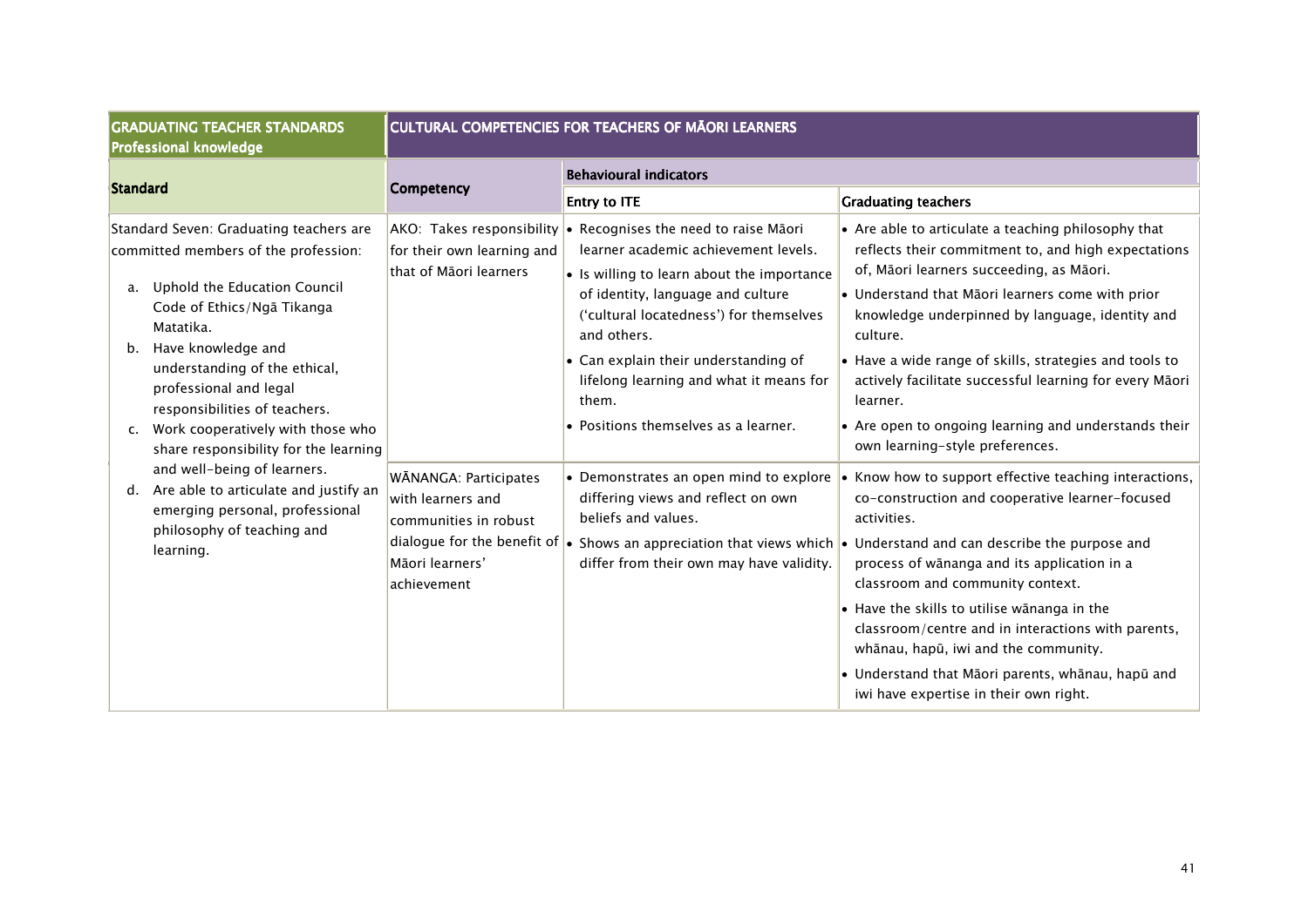| GRADUATING TEACHER STANDARDS<br>Professional knowledge | CULTURAL COMPETENCIES FOR TEACHERS OF MĀORI LEARNERS | | |
|---|---|---|---|
| **Standard** | **Competency** | **Behavioural indicators** | |
| | | **Entry to ITE** | **Graduating teachers** |
| Standard Seven: Graduating teachers are committed members of the profession:<br>a. Uphold the Education Council Code of Ethics/Ngā Tikanga Matatika.<br>b. Have knowledge and understanding of the ethical, professional and legal responsibilities of teachers.<br>c. Work cooperatively with those who share responsibility for the learning and well-being of learners.<br>d. Are able to articulate and justify an emerging personal, professional philosophy of teaching and learning. | AKO: Takes responsibility for their own learning and that of Māori learners | • Recognises the need to raise Māori learner academic achievement levels.<br>• Is willing to learn about the importance of identity, language and culture ('cultural locatedness') for themselves and others.<br>• Can explain their understanding of lifelong learning and what it means for them.<br>• Positions themselves as a learner. | • Are able to articulate a teaching philosophy that reflects their commitment to, and high expectations of, Māori learners succeeding, as Māori.<br>• Understand that Māori learners come with prior knowledge underpinned by language, identity and culture.<br>• Have a wide range of skills, strategies and tools to actively facilitate successful learning for every Māori learner.<br>• Are open to ongoing learning and understands their own learning-style preferences. |
| | WĀNANGA: Participates with learners and communities in robust dialogue for the benefit of Māori learners' achievement | • Demonstrates an open mind to explore differing views and reflect on own beliefs and values.<br>• Shows an appreciation that views which differ from their own may have validity. | • Know how to support effective teaching interactions, co-construction and cooperative learner-focused activities.<br>• Understand and can describe the purpose and process of wānanga and its application in a classroom and community context.<br>• Have the skills to utilise wānanga in the classroom/centre and in interactions with parents, whānau, hapū, iwi and the community.<br>• Understand that Māori parents, whānau, hapū and iwi have expertise in their own right. |